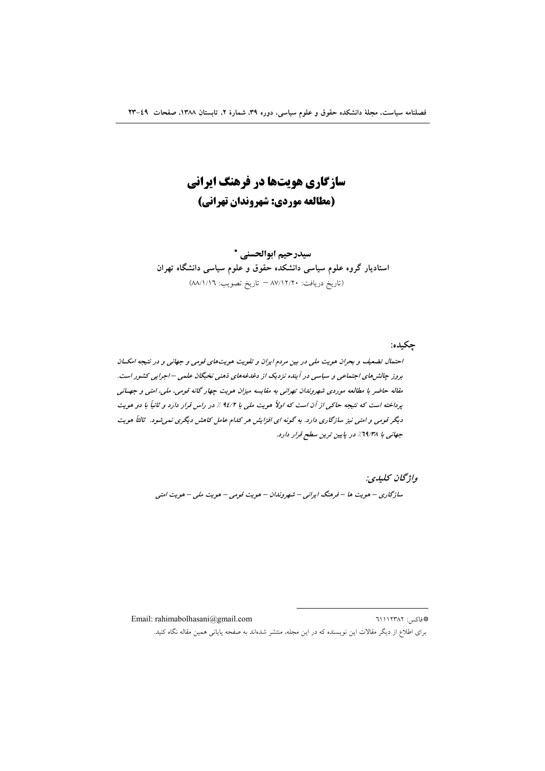# سازگاری هویت‌ها در فرهنگ ایرانی
## (مطالعه موردی: شهروندان تهرانی)

**سیدرحیم ابوالحسنی \***

**استادیار گروه علوم سیاسی دانشکده حقوق و علوم سیاسی دانشگاه تهران**

(تاریخ دریافت: ۸۷/۱۲/۲۰ – تاریخ تصویب: ۸۸/۱/۱۶)

**چکیده:**

*احتمال تضعیف و بحران هویت ملی در بین مردم ایران و تقویت هویت‌های قومی و جهانی و در نتیجه امکـان بروز چالش‌های اجتماعی و سیاسی در آینده نزدیک از دغدغه‌های ذهنی نخبگان علمی – اجرایی کشور است. مقاله حاضر با مطالعه موردی شهروندان تهرانی به مقایسه میزان هویت چهارگانه قومی، ملی، امتی و جهـانی پرداخته است که نتیجه حاکی از آن است که اولاً هویت ملی با ۹۴/۲ ٪ در راس قرار دارد و ثانیاً با دو هویت دیگر قومی و امتی نیز سازگاری دارد. به گونه ای افزایش هر کدام عامل کاهش دیگری نمی‌شود. ثالثاً هویت جهانی با ۶۹/۳۸٪ در پایین ترین سطح قرار دارد.*

***واژگان کلیدی:***

*سازگاری – هویت ها – فرهنگ ایرانی – شهروندان – هویت قومی – هویت ملی – هویت امتی*

---

\*فاکس: ۶۱۱۱۲۳۸۲

Email: rahimabolhasani@gmail.com

برای اطلاع از دیگر مقالات این نویسنده که در این مجله، منتشر شده‌اند به صفحه پایانی همین مقاله نگاه کنید.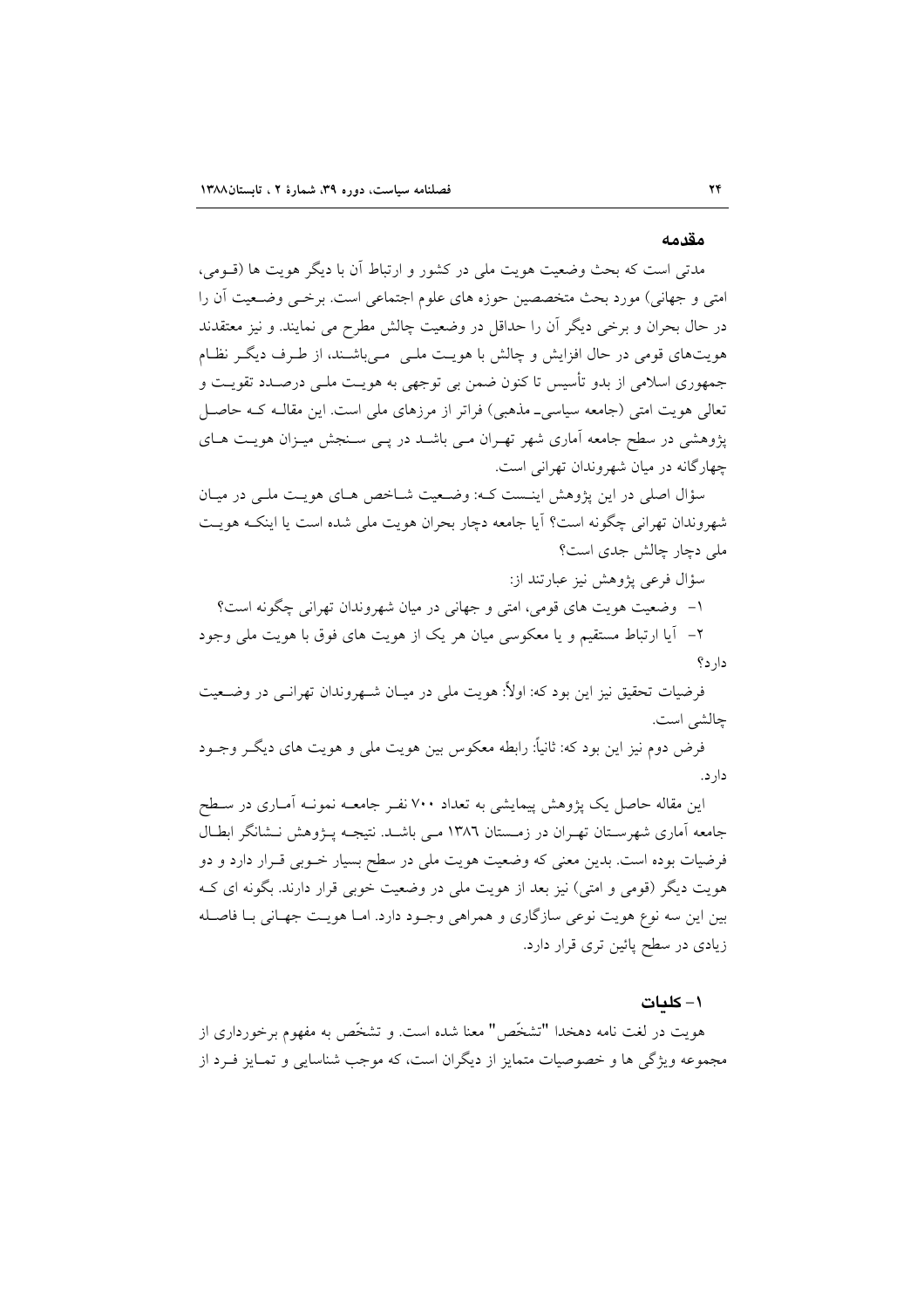## مقدمه

مدتی است که بحث وضعیت هویت ملی در کشور و ارتباط آن با دیگر هویت ها (قـومی، امتی و جهانی) مورد بحث متخصصین حوزه های علوم اجتماعی است. برخـی وضـعیت آن را در حال بحران و برخی دیگر آن را حداقل در وضعیت چالش مطرح می نمایند. و نیز معتقدند هویت‌های قومی در حال افزایش و چالش با هویـت ملـی مـی‌باشـند، از طـرف دیگـر نظـام جمهوری اسلامی از بدو تأسیس تا کنون ضمن بی توجهی به هویـت ملـی درصـدد تقویـت و تعالی هویت امتی (جامعه سیاسی ـ مذهبی) فراتر از مرزهای ملی است. این مقالـه کـه حاصـل پژوهشی در سطح جامعه آماری شهر تهـران مـی باشـد در پـی سـنجش میـزان هویـت هـای چهارگانه در میان شهروندان تهرانی است.

سؤال اصلی در این پژوهش اینـست کـه: وضـعیت شـاخص هـای هویـت ملـی در میـان شهروندان تهرانی چگونه است؟ آیا جامعه دچار بحران هویت ملی شده است یا اینکـه هویـت ملی دچار چالش جدی است؟

سؤال فرعی پژوهش نیز عبارتند از:

۱- وضعیت هویت های قومی، امتی و جهانی در میان شهروندان تهرانی چگونه است؟

۲- آیا ارتباط مستقیم و یا معکوسی میان هر یک از هویت های فوق با هویت ملی وجود دارد؟

فرضیات تحقیق نیز این بود که: اولاً: هویت ملی در میـان شـهروندان تهرانـی در وضـعیت چالشی است.

فرض دوم نیز این بود که: ثانیاً: رابطه معکوس بین هویت ملی و هویت های دیگـر وجـود دارد.

این مقاله حاصل یک پژوهش پیمایشی به تعداد ۷۰۰ نفـر جامعـه نمونـه آمـاری در سـطح جامعه آماری شهرسـتان تهـران در زمـستان ۱۳۸٦ مـی باشـد. نتیجـه پـژوهش نـشانگر ابطـال فرضیات بوده است. بدین معنی که وضعیت هویت ملی در سطح بسیار خـوبی قـرار دارد و دو هویت دیگر (قومی و امتی) نیز بعد از هویت ملی در وضعیت خوبی قرار دارند. بگونه ای کـه بین این سه نوع هویت نوعی سازگاری و همراهی وجـود دارد. امـا هویـت جهـانی بـا فاصـله زیادی در سطح پائین تری قرار دارد.

## ۱- کلیات

هویت در لغت نامه دهخدا "تشخّص" معنا شده است. و تشخّص به مفهوم برخورداری از مجموعه ویژگی ها و خصوصیات متمایز از دیگران است، که موجب شناسایی و تمـایز فـرد از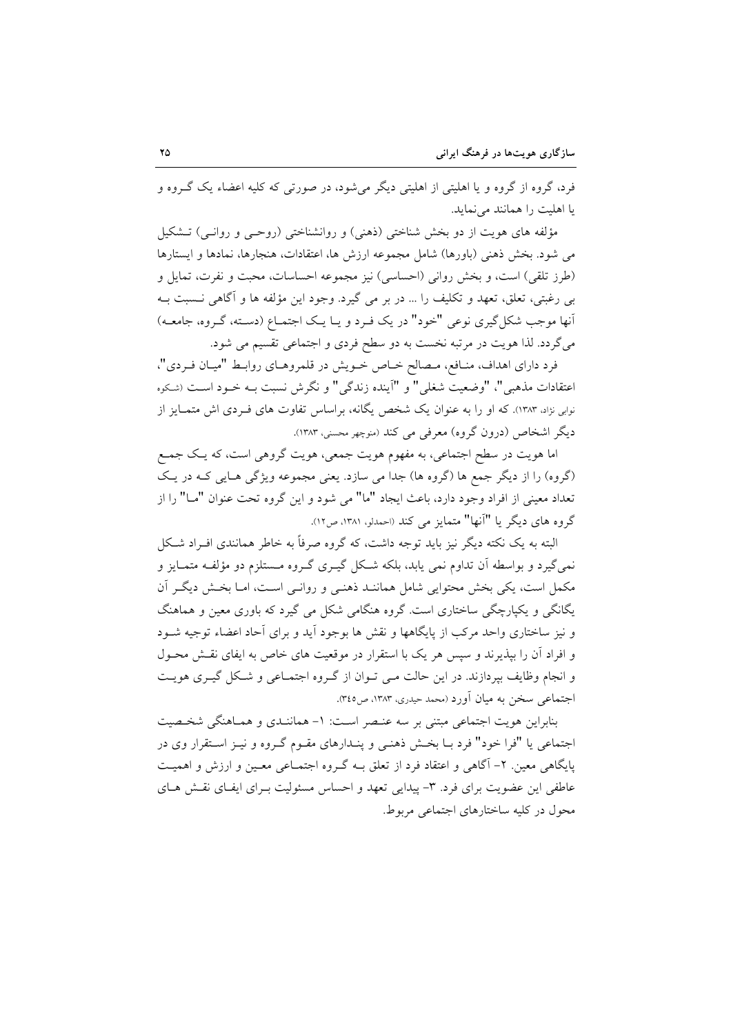فرد، گروه از گروه و یا اهلیتی از اهلیتی دیگر می‌شود، در صورتی که کلیه اعضاء یک گـروه و یا اهلیت را همانند می‌نماید.

مؤلفه های هویت از دو بخش شناختی (ذهنی) و روانشناختی (روحـی و روانـی) تـشکیل می شود. بخش ذهنی (باورها) شامل مجموعه ارزش ها، اعتقادات، هنجارها، نمادها و ایستارها (طرز تلقی) است، و بخش روانی (احساسی) نیز مجموعه احساسات، محبت و نفرت، تمایل و بی رغبتی، تعلق، تعهد و تکلیف را ... در بر می گیرد. وجود این مؤلفه ها و آگاهی نـسبت بـه آنها موجب شکل‌گیری نوعی "خود" در یک فـرد و یـا یـک اجتمـاع (دسـته، گـروه، جامعـه) می‌گردد. لذا هویت در مرتبه نخست به دو سطح فردی و اجتماعی تقسیم می شود.

فرد دارای اهداف، منـافع، مـصالح خـاص خـویش در قلمروهـای روابـط "میـان فـردی"، اعتقادات مذهبی"، "وضعیت شغلی" و "آینده زندگی" و نگرش نسبت بـه خـود اسـت (شکوه نوابی نژاد، ۱۳۸۳). که او را به عنوان یک شخص یگانه، براساس تفاوت های فـردی اش متمـایز از دیگر اشخاص (درون گروه) معرفی می کند (منوچهر محسنی، ۱۳۸۳).

اما هویت در سطح اجتماعی، به مفهوم هویت جمعی، هویت گروهی است، که یـک جمـع (گروه) را از دیگر جمع ها (گروه ها) جدا می سازد. یعنی مجموعه ویژگی هـایی کـه در یـک تعداد معینی از افراد وجود دارد، باعث ایجاد "ما" می شود و این گروه تحت عنوان "مـا" را از گروه های دیگر یا "آنها" متمایز می کند (احمدلو، ۱۳۸۱، ص۱۲).

البته به یک نکته دیگر نیز باید توجه داشت، که گروه صرفاً به خاطر همانندی افـراد شـکل نمی‌گیرد و بواسطه آن تداوم نمی یابد، بلکه شـکل گیـری گـروه مـستلزم دو مؤلفـه متمـایز و مکمل است، یکی بخش محتوایی شامل همانند ذهنـی و روانـی اسـت، امـا بخـش دیگـر آن یگانگی و یکپارچگی ساختاری است. گروه هنگامی شکل می گیرد که باوری معین و هماهنگ و نیز ساختاری واحد مرکب از پایگاهها و نقش ها بوجود آید و برای آحاد اعضاء توجیه شـود و افراد آن را بپذیرند و سپس هر یک با استقرار در موقعیت های خاص به ایفای نقـش محـول و انجام وظایف بپردازند. در این حالت مـی تـوان از گـروه اجتمـاعی و شـکل گیـری هویـت اجتماعی سخن به میان آورد (محمد حیدری، ۱۳۸۳، ص۳٤٥).

بنابراین هویت اجتماعی مبتنی بر سه عنـصر اسـت: ۱- همانندی و همـاهنگی شخـصیت اجتماعی یا "فرا خود" فرد بـا بخـش ذهنـی و پنـدارهای مقـوم گـروه و نیـز اسـتقرار وی در پایگاهی معین. ۲- آگاهی و اعتقاد فرد از تعلق بـه گـروه اجتمـاعی معـین و ارزش و اهمیـت عاطفی این عضویت برای فرد. ۳- پیدایی تعهد و احساس مسئولیت بـرای ایفـای نقـش هـای محول در کلیه ساختارهای اجتماعی مربوط.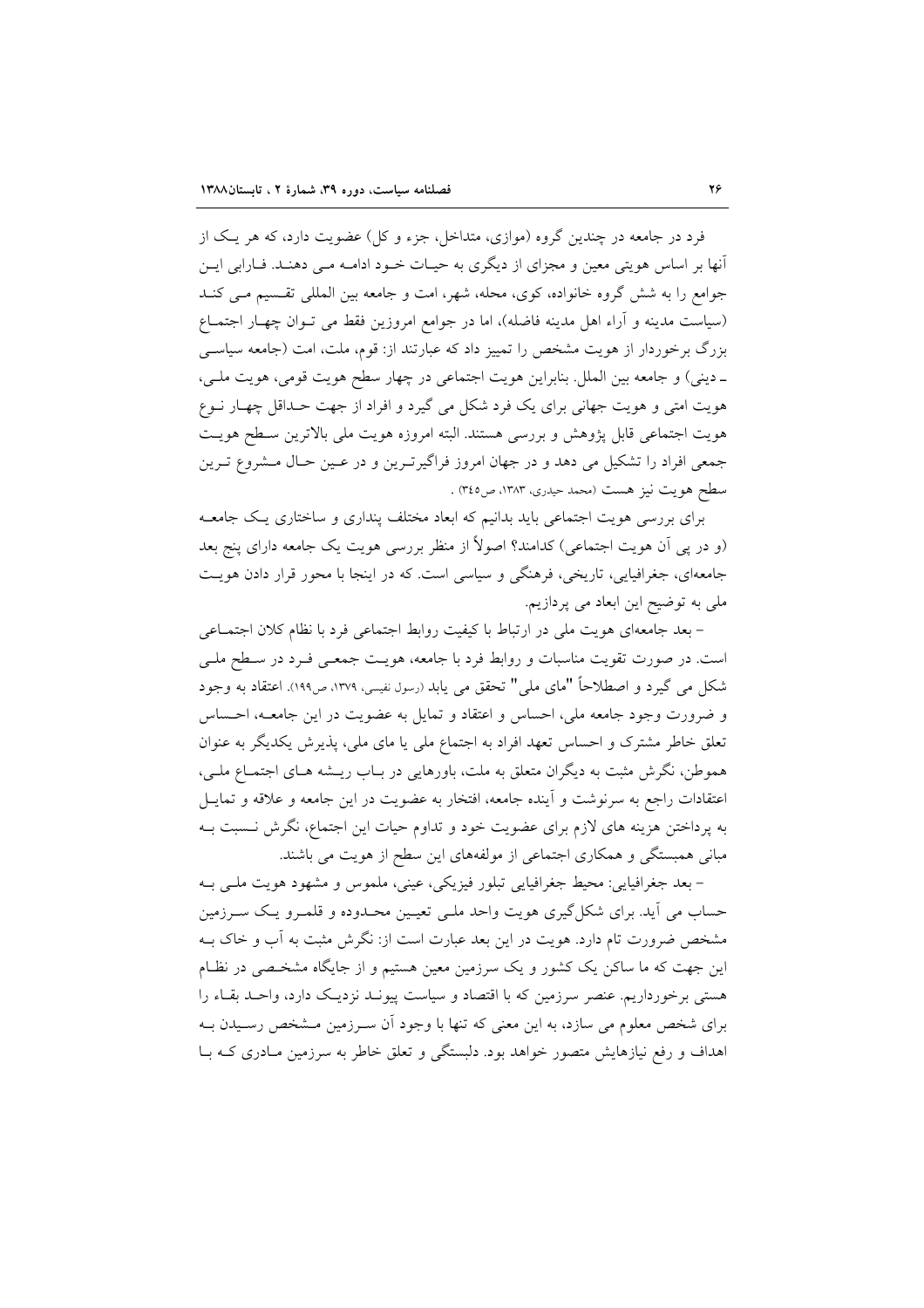فرد در جامعه در چندین گروه (موازی، متداخل، جزء و کل) عضویت دارد، که هر یک از آنها بر اساس هویتی معین و مجزای از دیگری به حیات خود ادامه می دهند. فارابی این جوامع را به شش گروه خانواده، کوی، محله، شهر، امت و جامعه بین المللی تقسیم می کند (سیاست مدینه و آراء اهل مدینه فاضله)، اما در جوامع امروزین فقط می توان چهار اجتماع بزرگ برخوردار از هویت مشخص را تمییز داد که عبارتند از: قوم، ملت، امت (جامعه سیاسی ـ دینی) و جامعه بین الملل. بنابراین هویت اجتماعی در چهار سطح هویت قومی، هویت ملی، هویت امتی و هویت جهانی برای یک فرد شکل می گیرد و افراد از جهت حداقل چهار نوع هویت اجتماعی قابل پژوهش و بررسی هستند. البته امروزه هویت ملی بالاترین سطح هویت جمعی افراد را تشکیل می دهد و در جهان امروز فراگیرترین و در عین حال مشروع ترین سطح هویت نیز هست (محمد حیدری، ١٣٨٣، ص٣٤٥) .

برای بررسی هویت اجتماعی باید بدانیم که ابعاد مختلف پنداری و ساختاری یک جامعه (و در پی آن هویت اجتماعی) کدامند؟ اصولاً از منظر بررسی هویت یک جامعه دارای پنج بعد جامعه‌ای، جغرافیایی، تاریخی، فرهنگی و سیاسی است. که در اینجا با محور قرار دادن هویت ملی به توضیح این ابعاد می پردازیم.

- بعد جامعه‌ای هویت ملی در ارتباط با کیفیت روابط اجتماعی فرد با نظام کلان اجتماعی است. در صورت تقویت مناسبات و روابط فرد با جامعه، هویت جمعی فرد در سطح ملی شکل می گیرد و اصطلاحاً "مای ملی" تحقق می یابد (رسول نفیسی، ١٣٧٩، ص١٩٩). اعتقاد به وجود و ضرورت وجود جامعه ملی، احساس و اعتقاد و تمایل به عضویت در این جامعه، احساس تعلق خاطر مشترک و احساس تعهد افراد به اجتماع ملی یا مای ملی، پذیرش یکدیگر به عنوان هموطن، نگرش مثبت به دیگران متعلق به ملت، باورهایی در باب ریشه های اجتماع ملی، اعتقادات راجع به سرنوشت و آینده جامعه، افتخار به عضویت در این جامعه و علاقه و تمایل به پرداختن هزینه های لازم برای عضویت خود و تداوم حیات این اجتماع، نگرش نسبت به مبانی همبستگی و همکاری اجتماعی از مولفه‌های این سطح از هویت می باشند.

- بعد جغرافیایی: محیط جغرافیایی تبلور فیزیکی، عینی، ملموس و مشهود هویت ملی به حساب می آید. برای شکل‌گیری هویت واحد ملی تعیین محدوده و قلمرو یک سرزمین مشخص ضرورت تام دارد. هویت در این بعد عبارت است از: نگرش مثبت به آب و خاک به این جهت که ما ساکن یک کشور و یک سرزمین معین هستیم و از جایگاه مشخصی در نظام هستی برخورداریم. عنصر سرزمین که با اقتصاد و سیاست پیوند نزدیک دارد، واحد بقاء را برای شخص معلوم می سازد، به این معنی که تنها با وجود آن سرزمین مشخص رسیدن به اهداف و رفع نیازهایش متصور خواهد بود. دلبستگی و تعلق خاطر به سرزمین مادری که با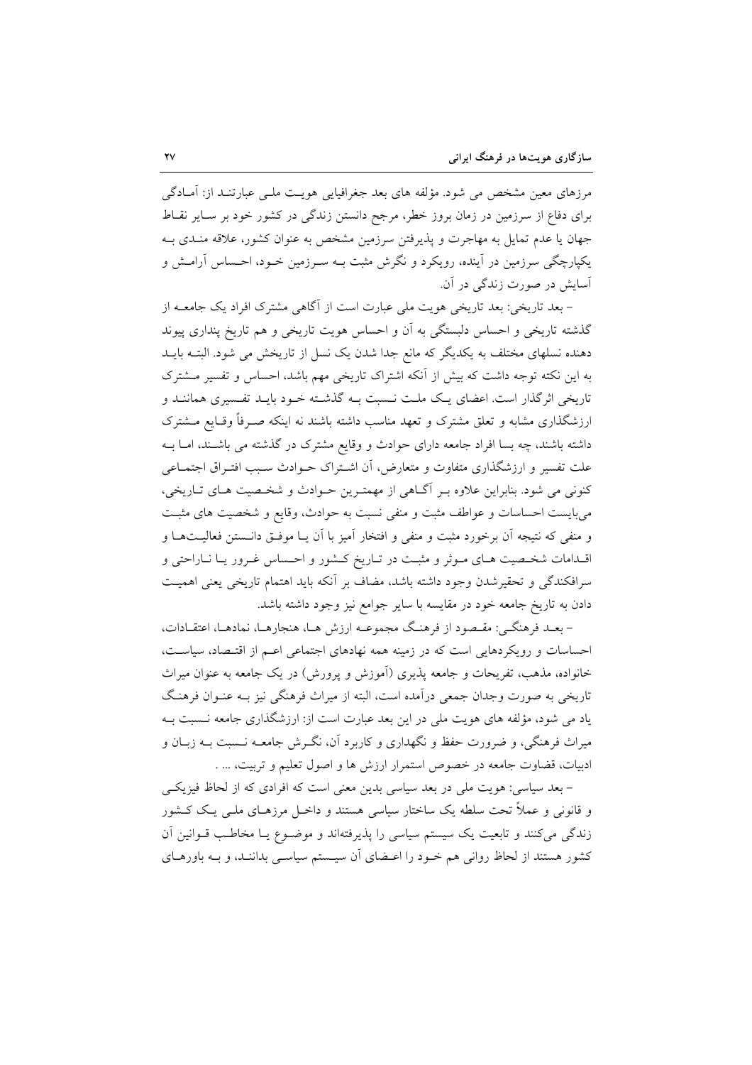مرزهای معین مشخص می شود. مؤلفه های بعد جغرافیایی هویت ملی عبارتند از: آمادگی برای دفاع از سرزمین در زمان بروز خطر، مرجع دانستن زندگی در کشور خود بر سایر نقاط جهان یا عدم تمایل به مهاجرت و پذیرفتن سرزمین مشخص به عنوان کشور، علاقه مندی به یکپارچگی سرزمین در آینده، رویکرد و نگرش مثبت به سرزمین خود، احساس آرامش و آسایش در صورت زندگی در آن.

– بعد تاریخی: بعد تاریخی هویت ملی عبارت است از آگاهی مشترک افراد یک جامعه از گذشته تاریخی و احساس دلبستگی به آن و احساس هویت تاریخی و هم تاریخ پنداری پیوند دهنده نسلهای مختلف به یکدیگر که مانع جدا شدن یک نسل از تاریخش می شود. البته باید به این نکته توجه داشت که بیش از آنکه اشتراک تاریخی مهم باشد، احساس و تفسیر مشترک تاریخی اثرگذار است. اعضای یک ملت نسبت به گذشته خود باید تفسیری همانند و ارزشگذاری مشابه و تعلق مشترک و تعهد مناسب داشته باشند نه اینکه صرفاً وقایع مشترک داشته باشند، چه بسا افراد جامعه دارای حوادث و وقایع مشترک در گذشته می باشند، اما به علت تفسیر و ارزشگذاری متفاوت و متعارض، آن اشتراک حوادث سبب افتراق اجتماعی کنونی می شود. بنابراین علاوه بر آگاهی از مهمترین حوادث و شخصیت های تاریخی، می‌بایست احساسات و عواطف مثبت و منفی نسبت به حوادث، وقایع و شخصیت های مثبت و منفی که نتیجه آن برخورد مثبت و منفی و افتخار آمیز با آن یا موفق دانستن فعالیت‌ها و اقدامات شخصیت های موثر و مثبت در تاریخ کشور و احساس غرور یا ناراحتی و سرافکندگی و تحقیرشدن وجود داشته باشد، مضاف بر آنکه باید اهتمام تاریخی یعنی اهمیت دادن به تاریخ جامعه خود در مقایسه با سایر جوامع نیز وجود داشته باشد.

– بعد فرهنگی: مقصود از فرهنگ مجموعه ارزش ها، هنجارها، نمادها، اعتقادات، احساسات و رویکردهایی است که در زمینه همه نهادهای اجتماعی اعم از اقتصاد، سیاست، خانواده، مذهب، تفریحات و جامعه پذیری (آموزش و پرورش) در یک جامعه به عنوان میراث تاریخی به صورت وجدان جمعی درآمده است، البته از میراث فرهنگی نیز به عنوان فرهنگ یاد می شود، مؤلفه های هویت ملی در این بعد عبارت است از: ارزشگذاری جامعه نسبت به میراث فرهنگی، و ضرورت حفظ و نگهداری و کاربرد آن، نگرش جامعه نسبت به زبان و ادبیات، قضاوت جامعه در خصوص استمرار ارزش ها و اصول تعلیم و تربیت، ... .

– بعد سیاسی: هویت ملی در بعد سیاسی بدین معنی است که افرادی که از لحاظ فیزیکی و قانونی و عملاً تحت سلطه یک ساختار سیاسی هستند و داخل مرزهای ملی یک کشور زندگی می‌کنند و تابعیت یک سیستم سیاسی را پذیرفته‌اند و موضوع یا مخاطب قوانین آن کشور هستند از لحاظ روانی هم خود را اعضای آن سیستم سیاسی بدانند، و به باورهای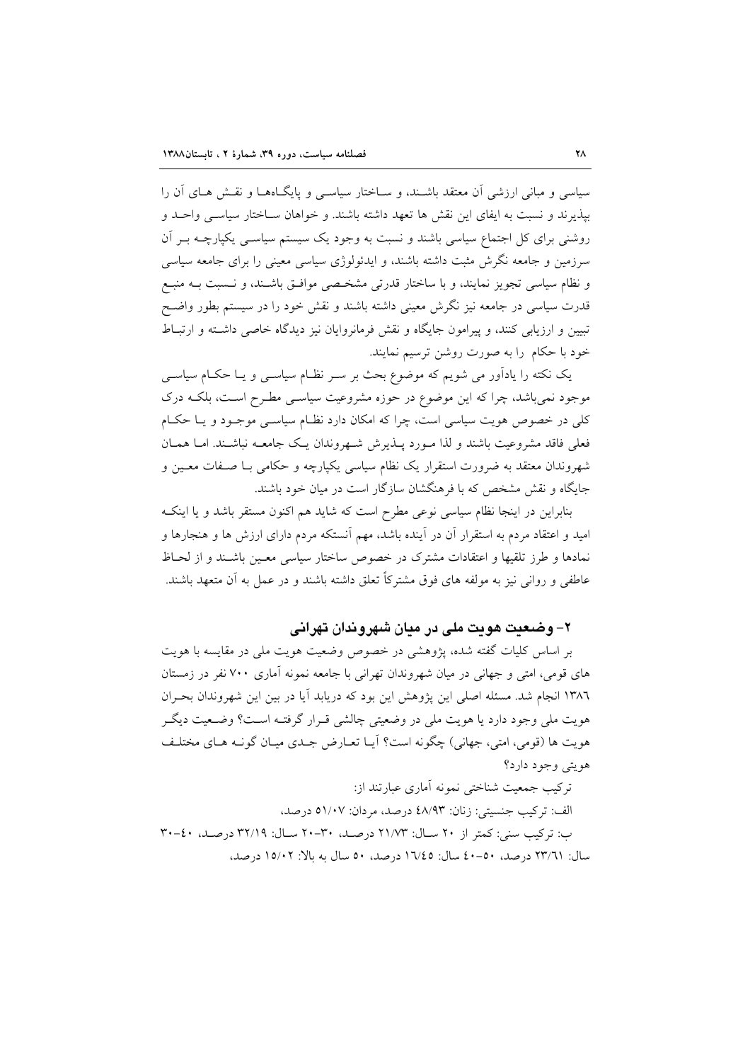سیاسی و مبانی ارزشی آن معتقد باشند، و ساختار سیاسی و پایگاه‌ها و نقش های آن را بپذیرند و نسبت به ایفای این نقش ها تعهد داشته باشند. و خواهان ساختار سیاسی واحد و روشنی برای کل اجتماع سیاسی باشند و نسبت به وجود یک سیستم سیاسی یکپارچه بر آن سرزمین و جامعه نگرش مثبت داشته باشند، و ایدئولوژی سیاسی معینی را برای جامعه سیاسی و نظام سیاسی تجویز نمایند، و با ساختار قدرتی مشخصی موافق باشند، و نسبت به منبع قدرت سیاسی در جامعه نیز نگرش معینی داشته باشند و نقش خود را در سیستم بطور واضح تبیین و ارزیابی کنند، و پیرامون جایگاه و نقش فرمانروایان نیز دیدگاه خاصی داشته و ارتباط خود با حکام را به صورت روشن ترسیم نمایند.

یک نکته را یادآور می شویم که موضوع بحث بر سر نظام سیاسی و یا حکام سیاسی موجود نمی‌باشد، چرا که این موضوع در حوزه مشروعیت سیاسی مطرح است، بلکه درک کلی در خصوص هویت سیاسی است، چرا که امکان دارد نظام سیاسی موجود و یا حکام فعلی فاقد مشروعیت باشند و لذا مورد پذیرش شهروندان یک جامعه نباشند. اما همان شهروندان معتقد به ضرورت استقرار یک نظام سیاسی یکپارچه و حکامی با صفات معین و جایگاه و نقش مشخص که با فرهنگشان سازگار است در میان خود باشند.

بنابراین در اینجا نظام سیاسی نوعی مطرح است که شاید هم اکنون مستقر باشد و یا اینکه امید و اعتقاد مردم به استقرار آن در آینده باشد، مهم آنستکه مردم دارای ارزش ها و هنجارها و نمادها و طرز تلقیها و اعتقادات مشترک در خصوص ساختار سیاسی معین باشند و از لحاظ عاطفی و روانی نیز به مولفه های فوق مشترکاً تعلق داشته باشند و در عمل به آن متعهد باشند.

## ۲- وضعیت هویت ملی در میان شهروندان تهرانی

بر اساس کلیات گفته شده، پژوهشی در خصوص وضعیت هویت ملی در مقایسه با هویت های قومی، امتی و جهانی در میان شهروندان تهرانی با جامعه نمونه آماری ۷۰۰ نفر در زمستان ۱۳۸٦ انجام شد. مسئله اصلی این پژوهش این بود که دریابد آیا در بین این شهروندان بحران هویت ملی وجود دارد یا هویت ملی در وضعیتی چالشی قرار گرفته است؟ وضعیت دیگر هویت ها (قومی، امتی، جهانی) چگونه است؟ آیا تعارض جدی میان گونه های مختلف هویتی وجود دارد؟

ترکیب جمعیت شناختی نمونه آماری عبارتند از:

الف: ترکیب جنسیتی: زنان: ٤٨/٩٣ درصد، مردان: ٥١/٠٧ درصد،

ب: ترکیب سنی: کمتر از ۲۰ سال: ۲۱/۷۳ درصد، ۳۰-۲۰ سال: ۳۲/۱۹ درصد، ٤٠-۳۰ سال: ۲۳/٦۱ درصد، ٥٠-٤٠ سال: ١٦/٤٥ درصد، ٥٠ سال به بالا: ١٥/٠٢ درصد،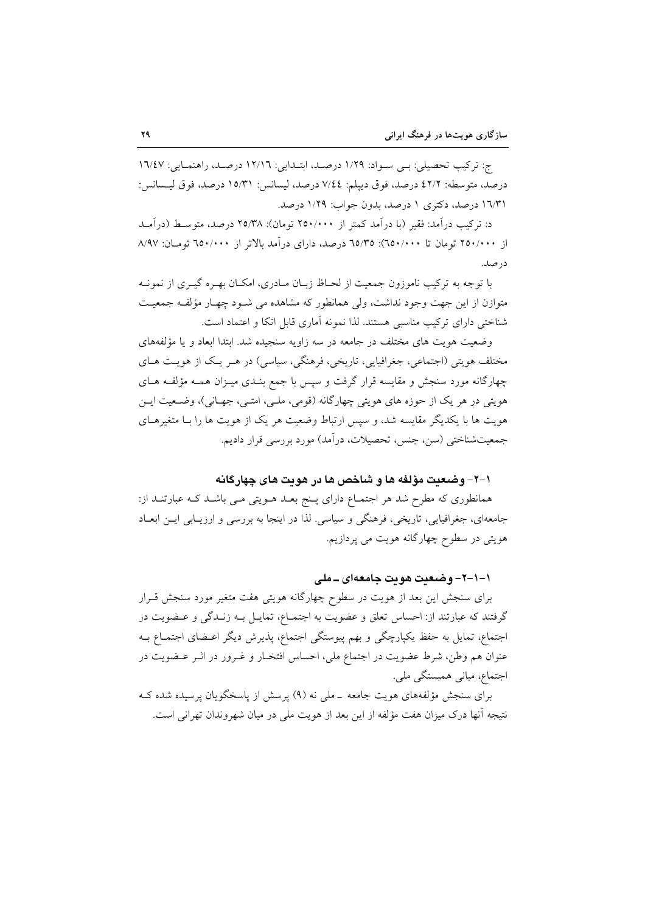ج: ترکیب تحصیلی: بی سواد: ۱/۲۹ درصد، ابتدایی: ۱۲/۱۶ درصد، راهنمایی: ۱۶/۴۷ درصد، متوسطه: ۴۲/۲ درصد، فوق دیپلم: ۷/۴۴ درصد، لیسانس: ۱۵/۳۱ درصد، فوق لیسانس: ۱۶/۳۱ درصد، دکتری ۱ درصد، بدون جواب: ۱/۲۹ درصد.

د: ترکیب درآمد: فقیر (با درآمد کمتر از ۲۵۰/۰۰۰ تومان): ۲۵/۳۸ درصد، متوسط (درآمد از ۲۵۰/۰۰۰ تومان تا ۶۵۰/۰۰۰): ۶۵/۳۵ درصد، دارای درآمد بالاتر از ۶۵۰/۰۰۰ تومان: ۸/۹۷ درصد.

با توجه به ترکیب ناموزون جمعیت از لحاظ زبان مادری، امکان بهره گیری از نمونه متوازن از این جهت وجود نداشت، ولی همانطور که مشاهده می شود چهار مؤلفه جمعیت شناختی دارای ترکیب مناسبی هستند. لذا نمونه آماری قابل اتکا و اعتماد است.

وضعیت هویت های مختلف در جامعه در سه زاویه سنجیده شد. ابتدا ابعاد و یا مؤلفه‌های مختلف هویتی (اجتماعی، جغرافیایی، تاریخی، فرهنگی، سیاسی) در هر یک از هویت های چهارگانه مورد سنجش و مقایسه قرار گرفت و سپس با جمع بندی میزان همه مؤلفه های هویتی در هر یک از حوزه های هویتی چهارگانه (قومی، ملی، امتی، جهانی)، وضعیت این هویت ها با یکدیگر مقایسه شد، و سپس ارتباط وضعیت هر یک از هویت ها را با متغیرهای جمعیت‌شناختی (سن، جنس، تحصیلات، درآمد) مورد بررسی قرار دادیم.

### ۱-۲- وضعیت مؤلفه ها و شاخص ها در هویت های چهارگانه

همانطوری که مطرح شد هر اجتماع دارای پنج بعد هویتی می باشد که عبارتند از: جامعه‌ای، جغرافیایی، تاریخی، فرهنگی و سیاسی. لذا در اینجا به بررسی و ارزیابی این ابعاد هویتی در سطوح چهارگانه هویت می پردازیم.

#### ۱-۱-۲- وضعیت هویت جامعه‌ای ـ ملی

برای سنجش این بعد از هویت در سطوح چهارگانه هویتی هفت متغیر مورد سنجش قرار گرفتند که عبارتند از: احساس تعلق و عضویت به اجتماع، تمایل به زندگی و عضویت در اجتماع، تمایل به حفظ یکپارچگی و بهم پیوستگی اجتماع، پذیرش دیگر اعضای اجتماع به عنوان هم وطن، شرط عضویت در اجتماع ملی، احساس افتخار و غرور در اثر عضویت در اجتماع، مبانی همبستگی ملی.

برای سنجش مؤلفه‌های هویت جامعه ـ ملی نه (۹) پرسش از پاسخگویان پرسیده شده که نتیجه آنها درک میزان هفت مؤلفه از این بعد از هویت ملی در میان شهروندان تهرانی است.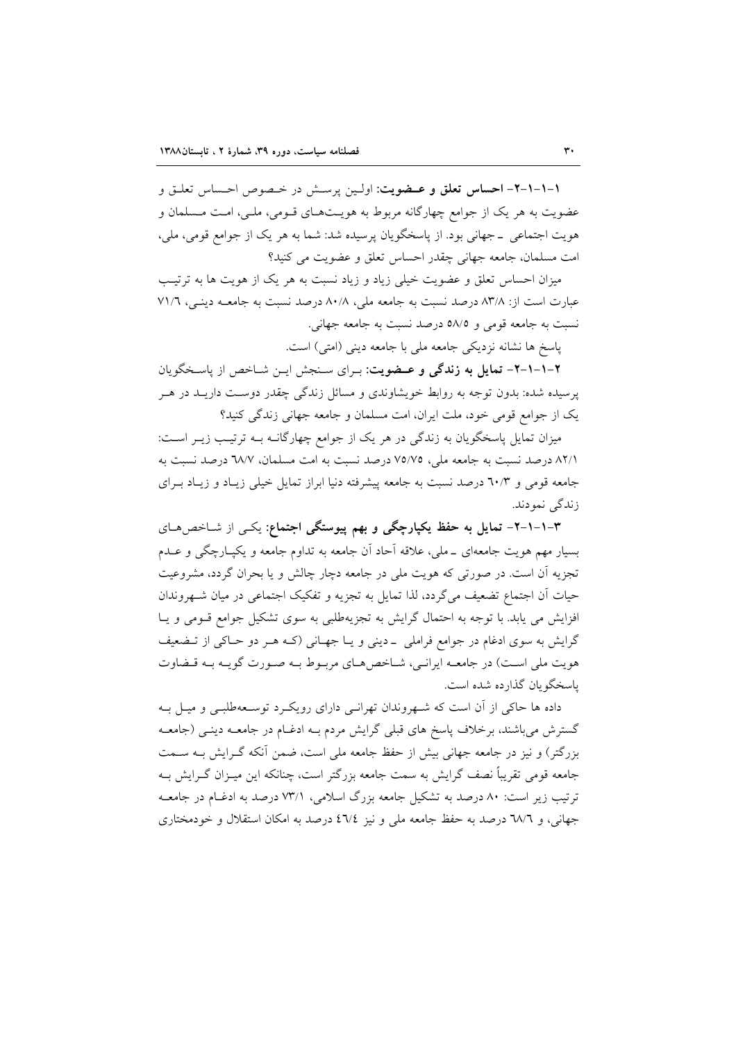**۱-۱-۱-۲- احساس تعلق و عضویت:** اولین پرسش در خصوص احساس تعلق و عضویت به هر یک از جوامع چهارگانه مربوط به هویت‌های قومی، ملی، امت مسلمان و هویت اجتماعی ـ جهانی بود. از پاسخگویان پرسیده شد: شما به هر یک از جوامع قومی، ملی، امت مسلمان، جامعه جهانی چقدر احساس تعلق و عضویت می کنید؟

میزان احساس تعلق و عضویت خیلی زیاد و زیاد نسبت به هر یک از هویت ها به ترتیب عبارت است از: ۸۳/۸ درصد نسبت به جامعه ملی، ۸۰/۸ درصد نسبت به جامعه دینی، ۷۱/٦ نسبت به جامعه قومی و ۵۸/۵ درصد نسبت به جامعه جهانی.

پاسخ ها نشانه نزدیکی جامعه ملی با جامعه دینی (امتی) است.

**۲-۱-۱-۲- تمایل به زندگی و عضویت:** برای سنجش این شاخص از پاسخگویان پرسیده شده: بدون توجه به روابط خویشاوندی و مسائل زندگی چقدر دوست دارید در هر یک از جوامع قومی خود، ملت ایران، امت مسلمان و جامعه جهانی زندگی کنید؟

میزان تمایل پاسخگویان به زندگی در هر یک از جوامع چهارگانه به ترتیب زیر است: ۸۲/۱ درصد نسبت به جامعه ملی، ۷۵/۷۵ درصد نسبت به امت مسلمان، ٦۸/۷ درصد نسبت به جامعه قومی و ٦۰/۳ درصد نسبت به جامعه پیشرفته دنیا ابراز تمایل خیلی زیاد و زیاد برای زندگی نمودند.

**۳-۱-۱-۲- تمایل به حفظ یکپارچگی و بهم پیوستگی اجتماع:** یکی از شاخص‌های بسیار مهم هویت جامعه‌ای ـ ملی، علاقه آحاد آن جامعه به تداوم جامعه و یکپارچگی و عدم تجزیه آن است. در صورتی که هویت ملی در جامعه دچار چالش و یا بحران گردد، مشروعیت حیات آن اجتماع تضعیف می‌گردد، لذا تمایل به تجزیه و تفکیک اجتماعی در میان شهروندان افزایش می یابد. با توجه به احتمال گرایش به تجزیه‌طلبی به سوی تشکیل جوامع قومی و یا گرایش به سوی ادغام در جوامع فراملی ـ دینی و یا جهانی (که هر دو حاکی از تضعیف هویت ملی است) در جامعه ایرانی، شاخص‌های مربوط به صورت گویه به قضاوت پاسخگویان گذارده شده است.

داده ها حاکی از آن است که شهروندان تهرانی دارای رویکرد توسعه‌طلبی و میل به گسترش می‌باشند، برخلاف پاسخ های قبلی گرایش مردم به ادغام در جامعه دینی (جامعه بزرگتر) و نیز در جامعه جهانی بیش از حفظ جامعه ملی است، ضمن آنکه گرایش به سمت جامعه قومی تقریباً نصف گرایش به سمت جامعه بزرگتر است، چنانکه این میزان گرایش به ترتیب زیر است: ۸۰ درصد به تشکیل جامعه بزرگ اسلامی، ۷۳/۱ درصد به ادغام در جامعه جهانی، و ٦۸/٦ درصد به حفظ جامعه ملی و نیز ٤٦/٤ درصد به امکان استقلال و خودمختاری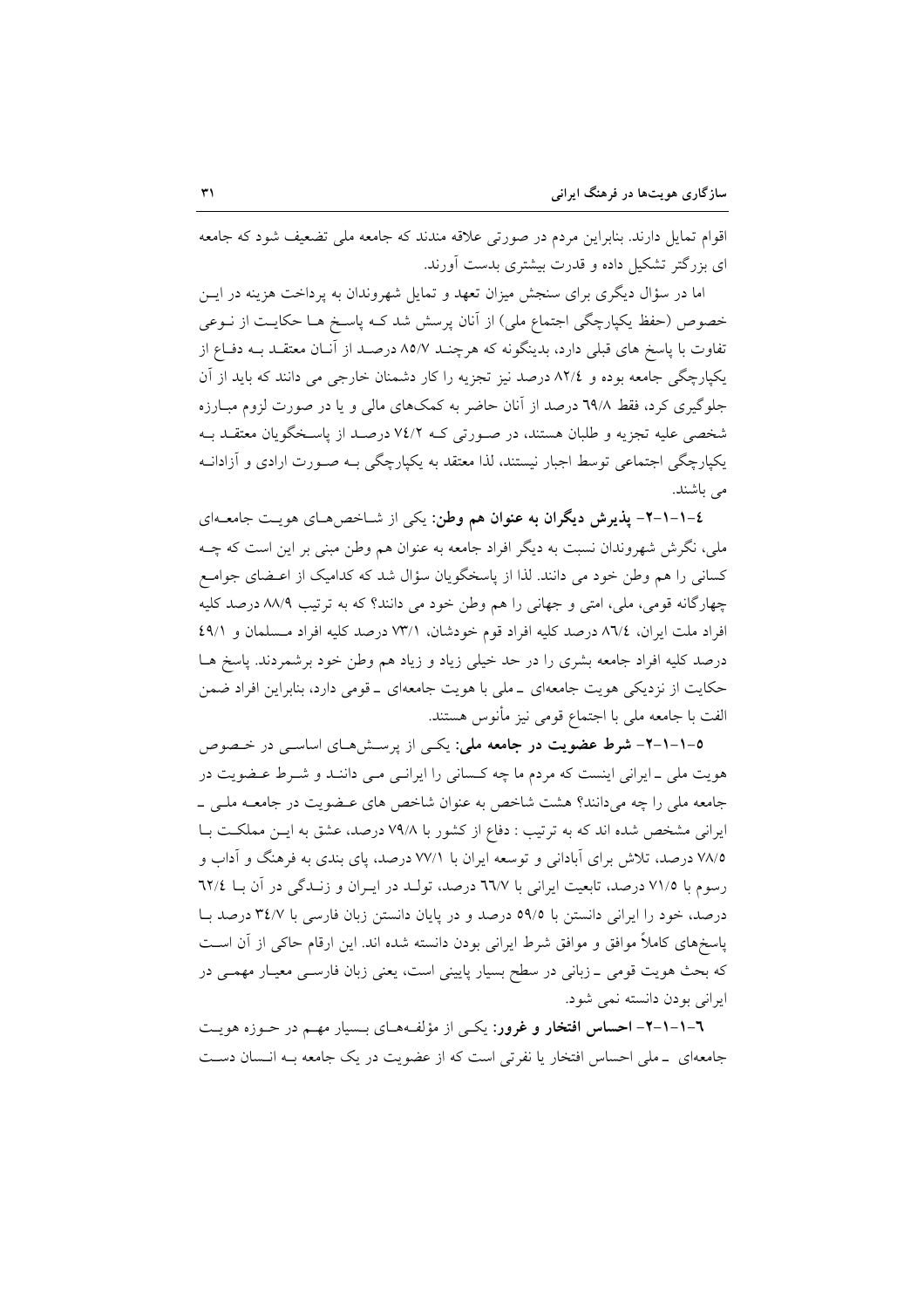اقوام تمایل دارند. بنابراین مردم در صورتی علاقه مندند که جامعه ملی تضعیف شود که جامعه ای بزرگتر تشکیل داده و قدرت بیشتری بدست آورند.

اما در سؤال دیگری برای سنجش میزان تعهد و تمایل شهروندان به پرداخت هزینه در این خصوص (حفظ یکپارچگی اجتماع ملی) از آنان پرسش شد که پاسخ ها حکایت از نوعی تفاوت با پاسخ های قبلی دارد، بدینگونه که هرچند ۸۵/۷ درصد از آنان معتقد به دفاع از یکپارچگی جامعه بوده و ۸۲/٤ درصد نیز تجزیه را کار دشمنان خارجی می دانند که باید از آن جلوگیری کرد، فقط ٦۹/۸ درصد از آنان حاضر به کمک‌های مالی و یا در صورت لزوم مبارزه شخصی علیه تجزیه و طلبان هستند، در صورتی که ۷٤/۲ درصد از پاسخگویان معتقد به یکپارچگی اجتماعی توسط اجبار نیستند، لذا معتقد به یکپارچگی به صورت ارادی و آزادانه می باشند.

**٤-۱-۱-۲- پذیرش دیگران به عنوان هم وطن:** یکی از شاخص‌های هویت جامعه‌ای ملی، نگرش شهروندان نسبت به دیگر افراد جامعه به عنوان هم وطن مبنی بر این است که چه کسانی را هم وطن خود می دانند. لذا از پاسخگویان سؤال شد که کدامیک از اعضای جوامع چهارگانه قومی، ملی، امتی و جهانی را هم وطن خود می دانند؟ که به ترتیب ۸۸/۹ درصد کلیه افراد ملت ایران، ۸٦/٤ درصد کلیه افراد قوم خودشان، ۷۳/۱ درصد کلیه افراد مسلمان و ٤۹/۱ درصد کلیه افراد جامعه بشری را در حد خیلی زیاد و زیاد هم وطن خود برشمردند. پاسخ ها حکایت از نزدیکی هویت جامعه‌ای ـ ملی با هویت جامعه‌ای ـ قومی دارد، بنابراین افراد ضمن الفت با جامعه ملی با اجتماع قومی نیز مأنوس هستند.

**٥-۱-۱-۲- شرط عضویت در جامعه ملی:** یکی از پرسش‌های اساسی در خصوص هویت ملی ـ ایرانی اینست که مردم ما چه کسانی را ایرانی می دانند و شرط عضویت در جامعه ملی را چه می‌دانند؟ هشت شاخص به عنوان شاخص های عضویت در جامعه ملی ـ ایرانی مشخص شده اند که به ترتیب : دفاع از کشور با ۷۹/۸ درصد، عشق به این مملکت با ۷۸/٥ درصد، تلاش برای آبادانی و توسعه ایران با ۷۷/۱ درصد، پای بندی به فرهنگ و آداب و رسوم با ۷۱/٥ درصد، تابعیت ایرانی با ٦٦/۷ درصد، تولد در ایران و زندگی در آن با ٦۲/٤ درصد، خود را ایرانی دانستن با ٥۹/٥ درصد و در پایان دانستن زبان فارسی با ۳٤/۷ درصد با پاسخ‌های کاملاً موافق و موافق شرط ایرانی بودن دانسته شده اند. این ارقام حاکی از آن است که بحث هویت قومی ـ زبانی در سطح بسیار پایینی است، یعنی زبان فارسی معیار مهمی در ایرانی بودن دانسته نمی شود.

**٦-۱-۱-۲- احساس افتخار و غرور:** یکی از مؤلفه‌های بسیار مهم در حوزه هویت جامعه‌ای ـ ملی احساس افتخار یا نفرتی است که از عضویت در یک جامعه به انسان دست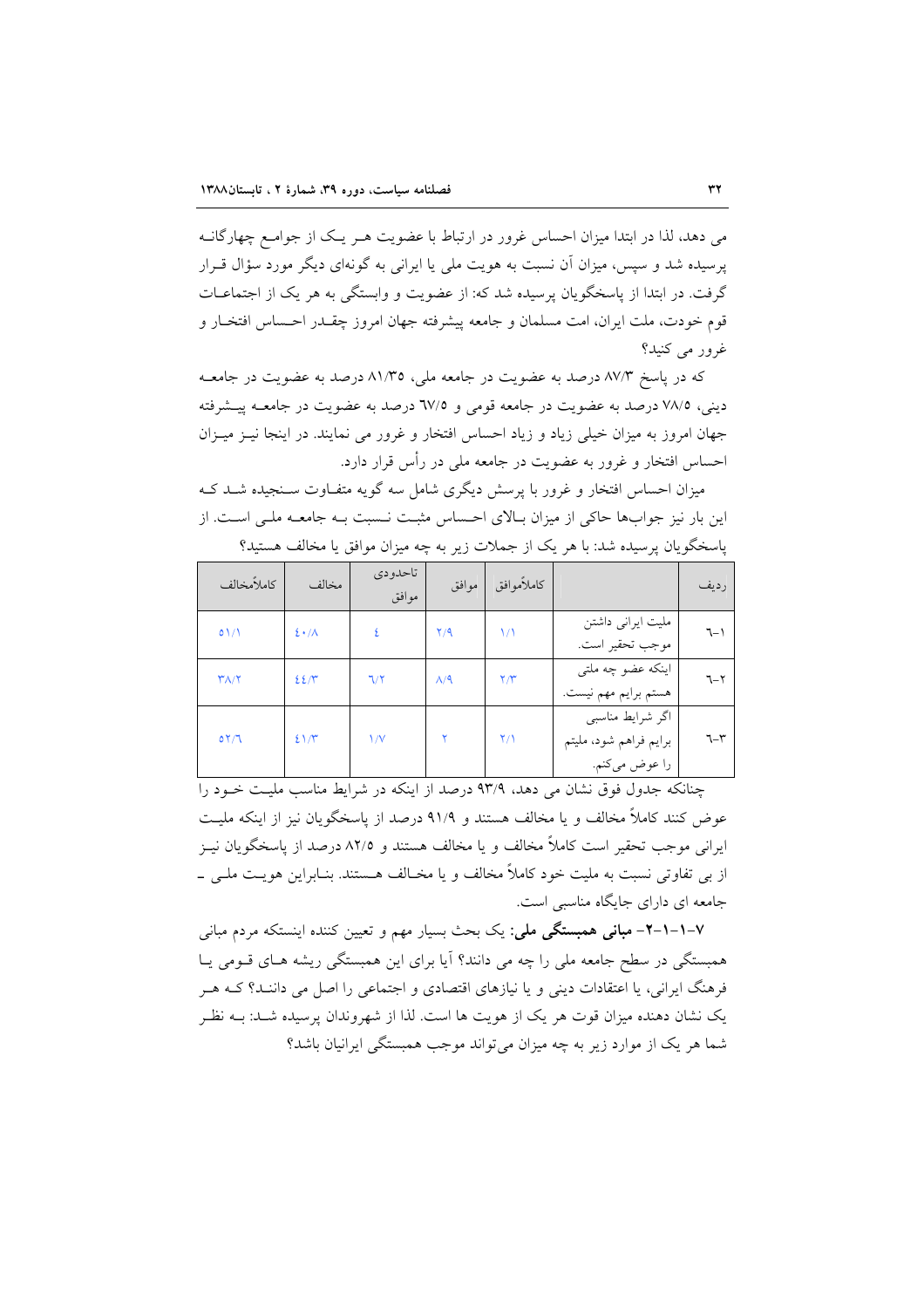می دهد، لذا در ابتدا میزان احساس غرور در ارتباط با عضویت هر یک از جوامع چهارگانه پرسیده شد و سپس، میزان آن نسبت به هویت ملی یا ایرانی به گونه‌ای دیگر مورد سؤال قرار گرفت. در ابتدا از پاسخگویان پرسیده شد که: از عضویت و وابستگی به هر یک از اجتماعات قوم خودت، ملت ایران، امت مسلمان و جامعه پیشرفته جهان امروز چقدر احساس افتخار و غرور می کنید؟

که در پاسخ ۸۷/۳ درصد به عضویت در جامعه ملی، ۸۱/۳۵ درصد به عضویت در جامعه دینی، ۷۸/۵ درصد به عضویت در جامعه قومی و ٦٧/٥ درصد به عضویت در جامعه پیشرفته جهان امروز به میزان خیلی زیاد و زیاد احساس افتخار و غرور می نمایند. در اینجا نیز میزان احساس افتخار و غرور به عضویت در جامعه ملی در رأس قرار دارد.

میزان احساس افتخار و غرور با پرسش دیگری شامل سه گویه متفاوت سنجیده شد که این بار نیز جواب‌ها حاکی از میزان بالای احساس مثبت نسبت به جامعه ملی است. از پاسخگویان پرسیده شد: با هر یک از جملات زیر به چه میزان موافق یا مخالف هستید؟

| ردیف | | کاملاًموافق | موافق | تاحدودی موافق | مخالف | کاملاًمخالف |
|---|---|---|---|---|---|---|
| ٦-١ | ملیت ایرانی داشتن موجب تحقیر است. | ۱/۱ | ۲/۹ | ٤ | ٤٠/٨ | ٥١/١ |
| ٦-٢ | اینکه عضو چه ملتی هستم برایم مهم نیست. | ۲/۳ | ۸/۹ | ٦/٢ | ٤٤/٣ | ٣٨/٢ |
| ٦-٣ | اگر شرایط مناسبی برایم فراهم شود، ملیتم را عوض می‌کنم. | ۲/۱ | ۲ | ۱/۷ | ٤١/٣ | ٥٢/٦ |

چنانکه جدول فوق نشان می دهد، ۹۳/۹ درصد از اینکه در شرایط مناسب ملیت خود را عوض کنند کاملاً مخالف و یا مخالف هستند و ۹۱/۹ درصد از پاسخگویان نیز از اینکه ملیت ایرانی موجب تحقیر است کاملاً مخالف و یا مخالف هستند و ۸۲/۵ درصد از پاسخگویان نیز از بی تفاوتی نسبت به ملیت خود کاملاً مخالف و یا مخالف هستند. بنابراین هویت ملی ـ جامعه ای دارای جایگاه مناسبی است.

**۷-۱-۱-۲- مبانی همبستگی ملی:** یک بحث بسیار مهم و تعیین کننده اینستکه مردم مبانی همبستگی در سطح جامعه ملی را چه می دانند؟ آیا برای این همبستگی ریشه های قومی یا فرهنگ ایرانی، یا اعتقادات دینی و یا نیازهای اقتصادی و اجتماعی را اصل می دانند؟ که هر یک نشان دهنده میزان قوت هر یک از هویت ها است. لذا از شهروندان پرسیده شد: به نظر شما هر یک از موارد زیر به چه میزان می‌تواند موجب همبستگی ایرانیان باشد؟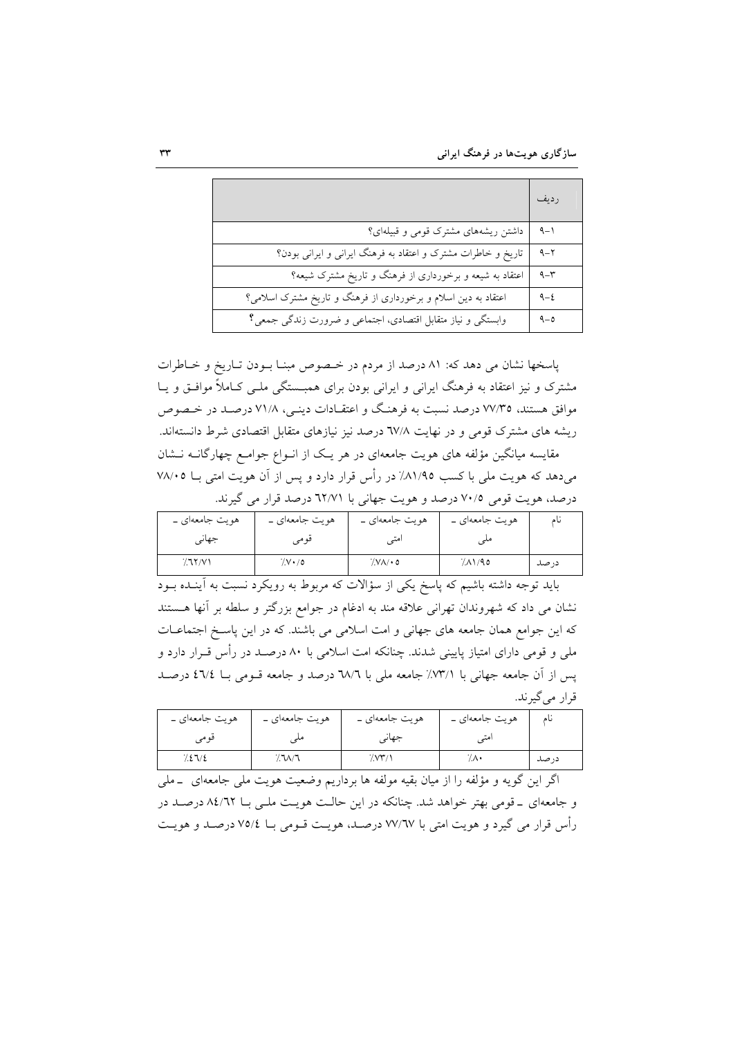| ردیف | |
|---|---|
| ۹-۱ | داشتن ریشه‌های مشترک قومی و قبیله‌ای؟ |
| ۹-۲ | تاریخ و خاطرات مشترک و اعتقاد به فرهنگ ایرانی و ایرانی بودن؟ |
| ۹-۳ | اعتقاد به شیعه و برخورداری از فرهنگ و تاریخ مشترک شیعه؟ |
| ۹-٤ | اعتقاد به دین اسلام و برخورداری از فرهنگ و تاریخ مشترک اسلامی؟ |
| ۹-٥ | وابستگی و نیاز متقابل اقتصادی، اجتماعی و ضرورت زندگی جمعی؟ |

پاسخها نشان می دهد که: ۸۱ درصد از مردم در خصوص مبنا بودن تاریخ و خاطرات مشترک و نیز اعتقاد به فرهنگ ایرانی و ایرانی بودن برای همبستگی ملی کاملاً موافق و یا موافق هستند، ۷۷/۳۵ درصد نسبت به فرهنگ و اعتقادات دینی، ۷۱/۸ درصد در خصوص ریشه های مشترک قومی و در نهایت ٦۷/۸ درصد نیز نیازهای متقابل اقتصادی شرط دانسته‌اند.

مقایسه میانگین مؤلفه های هویت جامعه‌ای در هر یک از انواع جوامع چهارگانه نشان می‌دهد که هویت ملی با کسب ۸۱/۹٥٪ در رأس قرار دارد و پس از آن هویت امتی با ۷۸/۰٥ درصد، هویت قومی ۷۰/٥ درصد و هویت جهانی با ٦۲/۷۱ درصد قرار می گیرند.

| نام | هویت جامعه‌ای ـ ملی | هویت جامعه‌ای ـ امتی | هویت جامعه‌ای ـ قومی | هویت جامعه‌ای ـ جهانی |
|---|---|---|---|---|
| درصد | ٪۸۱/۹٥ | ٪۷۸/۰٥ | ٪۷۰/٥ | ٪٦۲/۷۱ |

باید توجه داشته باشیم که پاسخ یکی از سؤالات که مربوط به رویکرد نسبت به آینده بود نشان می داد که شهروندان تهرانی علاقه مند به ادغام در جوامع بزرگتر و سلطه بر آنها هستند که این جوامع همان جامعه های جهانی و امت اسلامی می باشند. که در این پاسخ اجتماعات ملی و قومی دارای امتیاز پایینی شدند. چنانکه امت اسلامی با ۸۰ درصد در رأس قرار دارد و پس از آن جامعه جهانی با ۷۳/۱٪ جامعه ملی با ٦۸/٦ درصد و جامعه قومی با ٤٦/٤ درصد قرار می‌گیرند.

| نام | هویت جامعه‌ای ـ امتی | هویت جامعه‌ای ـ جهانی | هویت جامعه‌ای ـ ملی | هویت جامعه‌ای ـ قومی |
|---|---|---|---|---|
| درصد | ٪۸۰ | ٪۷۳/۱ | ٪٦۸/٦ | ٪٤٦/٤ |

اگر این گویه و مؤلفه را از میان بقیه مولفه ها برداریم وضعیت هویت ملی جامعه‌ای ـ ملی و جامعه‌ای ـ قومی بهتر خواهد شد. چنانکه در این حالت هویت ملی با ۸٤/٦۲ درصد در رأس قرار می گیرد و هویت امتی با ۷۷/٦۷ درصد، هویت قومی با ۷٥/٤ درصد و هویت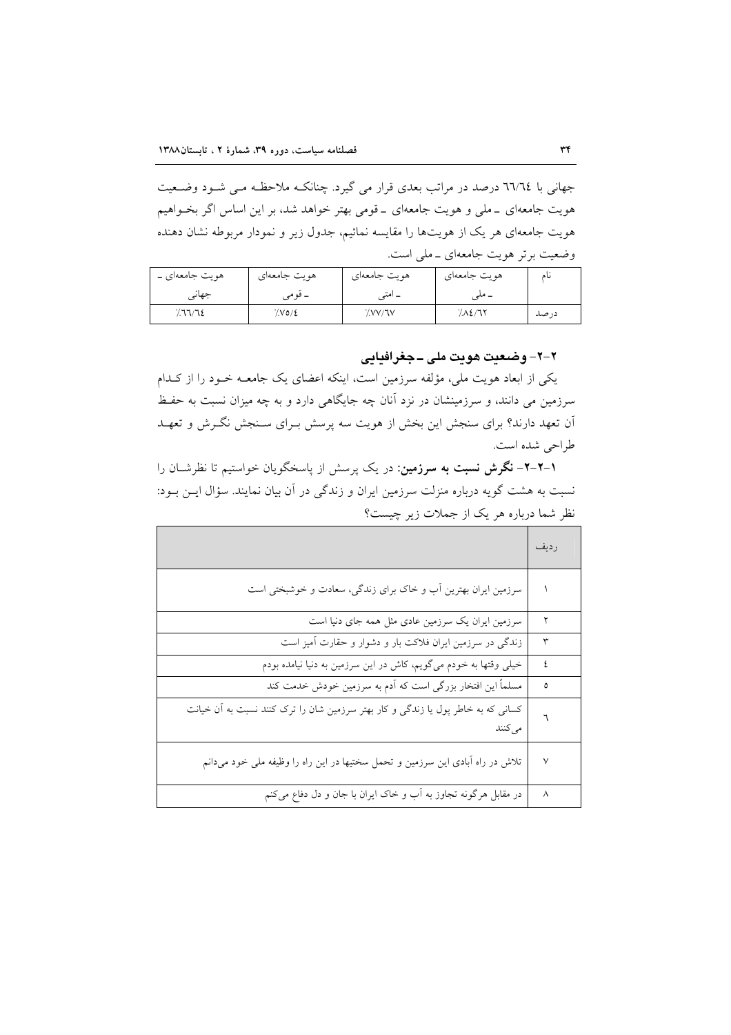جهانی با ٦٦/٦٤ درصد در مراتب بعدی قرار می گیرد. چنانکـه ملاحظـه مـی شـود وضـعیت هویت جامعه‌ای ـ ملی و هویت جامعه‌ای ـ قومی بهتر خواهد شد، بر این اساس اگر بخـواهیم هویت جامعه‌ای هر یک از هویت‌ها را مقایسه نمائیم، جدول زیر و نمودار مربوطه نشان دهنده وضعیت برتر هویت جامعه‌ای ـ ملی است.

| نام | هویت جامعه‌ای ـ ملی | هویت جامعه‌ای ـ امتی | هویت جامعه‌ای ـ قومی | هویت جامعه‌ای ـ جهانی |
|---|---|---|---|---|
| درصد | ٪۸٤/٦۲ | ٪۷۷/٦۷ | ٪۷٥/٤ | ٪٦٦/٦٤ |

## ۲-۲- وضعیت هویت ملی ـ جغرافیایی

یکی از ابعاد هویت ملی، مؤلفه سرزمین است، اینکه اعضای یک جامعـه خـود را از کـدام سرزمین می دانند، و سرزمینشان در نزد آنان چه جایگاهی دارد و به چه میزان نسبت به حفـظ آن تعهد دارند؟ برای سنجش این بخش از هویت سه پرسش بـرای سـنجش نگـرش و تعهـد طراحی شده است.

**۱-۲-۲- نگرش نسبت به سرزمین:** در یک پرسش از پاسخگویان خواستیم تا نظرشـان را نسبت به هشت گویه درباره منزلت سرزمین ایران و زندگی در آن بیان نمایند. سؤال ایـن بـود: نظر شما درباره هر یک از جملات زیر چیست؟

| ردیف | |
|---|---|
| ۱ | سرزمین ایران بهترین آب و خاک برای زندگی، سعادت و خوشبختی است |
| ۲ | سرزمین ایران یک سرزمین عادی مثل همه جای دنیا است |
| ۳ | زندگی در سرزمین ایران فلاکت بار و دشوار و حقارت آمیز است |
| ٤ | خیلی وقتها به خودم می‌گویم، کاش در این سرزمین به دنیا نیامده بودم |
| ٥ | مسلماً این افتخار بزرگی است که آدم به سرزمین خودش خدمت کند |
| ٦ | کسانی که به خاطر پول یا زندگی و کار بهتر سرزمین شان را ترک کنند نسبت به آن خیانت می‌کنند |
| ۷ | تلاش در راه آبادی این سرزمین و تحمل سختیها در این راه را وظیفه ملی خود می‌دانم |
| ۸ | در مقابل هرگونه تجاوز به آب و خاک ایران با جان و دل دفاع می‌کنم |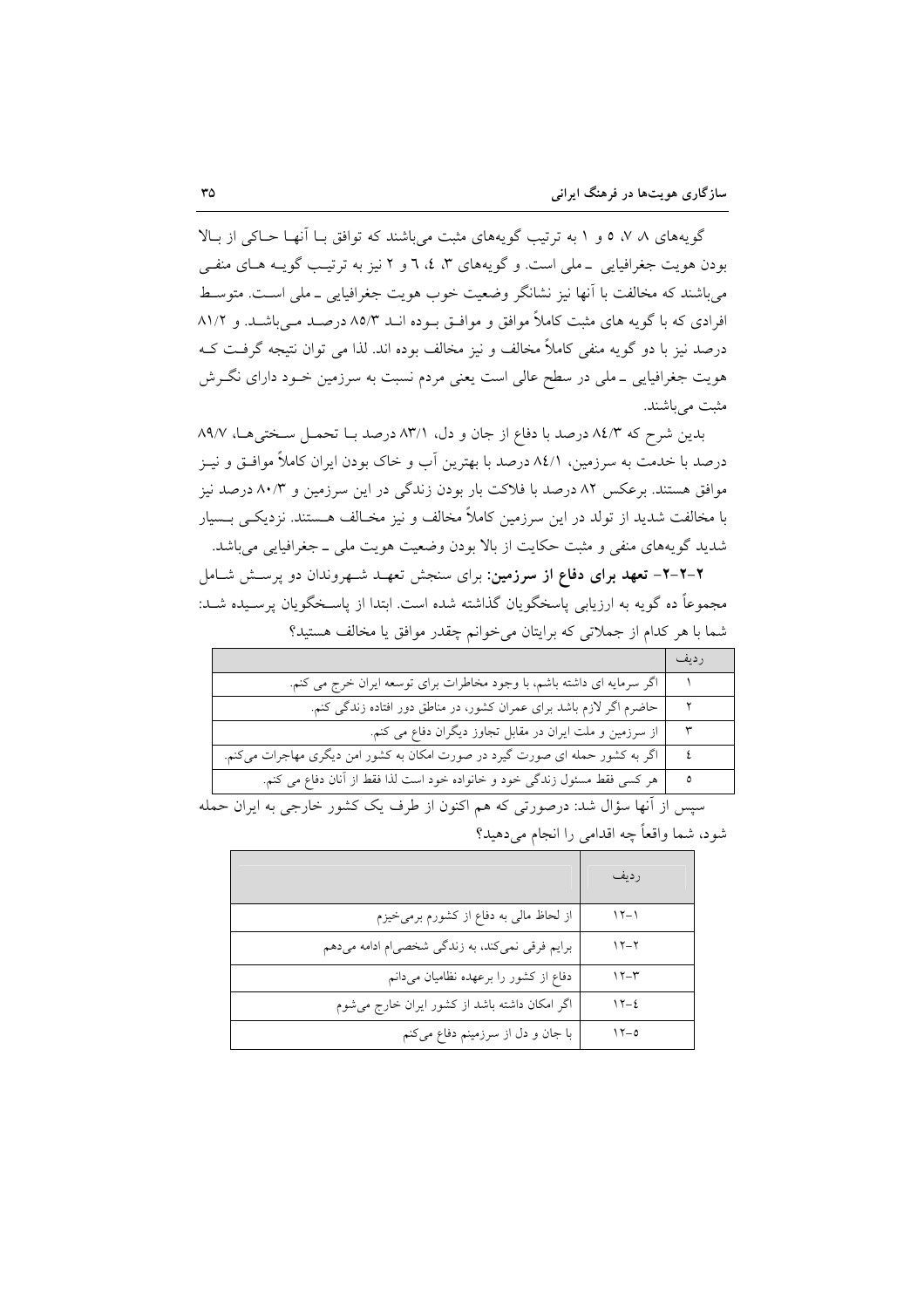گویه‌های ۸، ۷، ۵ و ۱ به ترتیب گویه‌های مثبت می‌باشند که توافق بـا آنهـا حـاکی از بـالا بودن هویت جغرافیایی ـ ملی است. و گویه‌های ۳، ٤، ٦ و ۲ نیز به ترتیـب گویـه هـای منفـی می‌باشند که مخالفت با آنها نیز نشانگر وضعیت خوب هویت جغرافیایی ـ ملی اسـت. متوسـط افرادی که با گویه های مثبت کاملاً موافق و موافـق بـوده انـد ۸۵/۳ درصـد مـی‌باشـد. و ۸۱/۲ درصد نیز با دو گویه منفی کاملاً مخالف و نیز مخالف بوده اند. لذا می توان نتیجه گرفـت کـه هویت جغرافیایی ـ ملی در سطح عالی است یعنی مردم نسبت به سرزمین خـود دارای نگـرش مثبت می‌باشند.

بدین شرح که ۸٤/۳ درصد با دفاع از جان و دل، ۸۳/۱ درصد بـا تحمـل سـختی‌هـا، ۸۹/۷ درصد با خدمت به سرزمین، ۸٤/۱ درصد با بهترین آب و خاک بودن ایران کاملاً موافـق و نیـز موافق هستند. برعکس ۸۲ درصد با فلاکت بار بودن زندگی در این سرزمین و ۸۰/۳ درصد نیز با مخالفت شدید از تولد در این سرزمین کاملاً مخالف و نیز مخـالف هـستند. نزدیکـی بـسیار شدید گویه‌های منفی و مثبت حکایت از بالا بودن وضعیت هویت ملی ـ جغرافیایی می‌باشد.

**۲-۲-۲- تعهد برای دفاع از سرزمین:** برای سنجش تعهـد شـهروندان دو پرسـش شـامل مجموعاً ده گویه به ارزیابی پاسخگویان گذاشته شده است. ابتدا از پاسـخگویان پرسـیده شـد: شما با هر کدام از جملاتی که برایتان می‌خوانم چقدر موافق یا مخالف هستید؟

| ردیف | |
|---|---|
| ۱ | اگر سرمایه ای داشته باشم، با وجود مخاطرات برای توسعه ایران خرج می کنم. |
| ۲ | حاضرم اگر لازم باشد برای عمران کشور، در مناطق دور افتاده زندگی کنم. |
| ۳ | از سرزمین و ملت ایران در مقابل تجاوز دیگران دفاع می کنم. |
| ٤ | اگر به کشور حمله ای صورت گیرد در صورت امکان به کشور امن دیگری مهاجرت می‌کنم. |
| ۵ | هر کسی فقط مسئول زندگی خود و خانواده خود است لذا فقط از آنان دفاع می کنم. |

سپس از آنها سؤال شد: درصورتی که هم اکنون از طرف یک کشور خارجی به ایران حمله شود، شما واقعاً چه اقدامی را انجام می‌دهید؟

| ردیف | |
|---|---|
| ۱-۱۲ | از لحاظ مالی به دفاع از کشورم برمی‌خیزم |
| ۲-۱۲ | برایم فرقی نمی‌کند، به زندگی شخصی‌ام ادامه می‌دهم |
| ۳-۱۲ | دفاع از کشور را برعهده نظامیان می‌دانم |
| ٤-۱۲ | اگر امکان داشته باشد از کشور ایران خارج می‌شوم |
| ۵-۱۲ | با جان و دل از سرزمینم دفاع می‌کنم |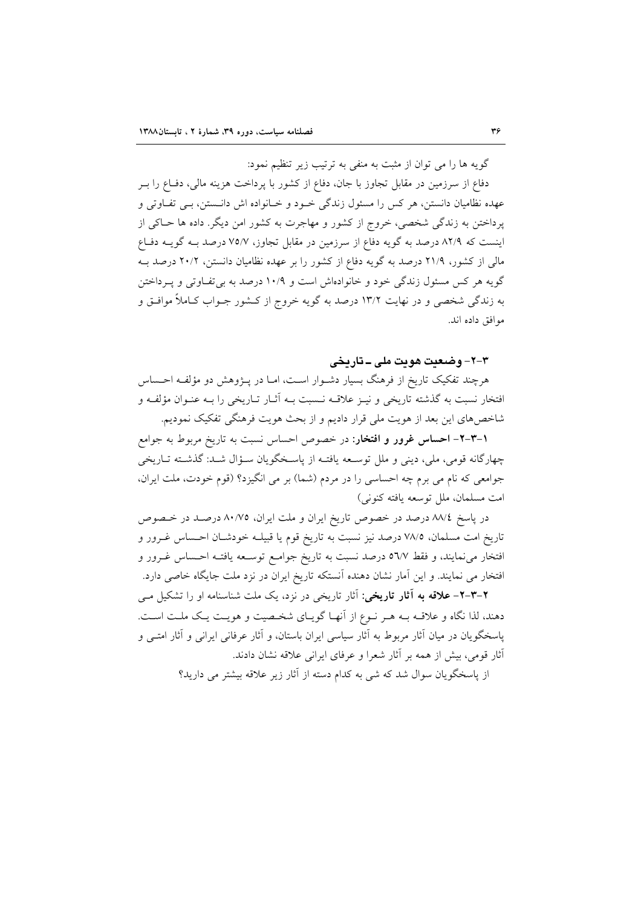گویه ها را می توان از مثبت به منفی به ترتیب زیر تنظیم نمود:

دفاع از سرزمین در مقابل تجاوز با جان، دفاع از کشور با پرداخت هزینه مالی، دفـاع را بـر عهده نظامیان دانستن، هر کس را مسئول زندگی خـود و خـانواده اش دانـستن، بـی تفـاوتی و پرداختن به زندگی شخصی، خروج از کشور و مهاجرت به کشور امن دیگر. داده ها حـاکی از اینست که ۸۲/۹ درصد به گویه دفاع از سرزمین در مقابل تجاوز، ۷۵/۷ درصد بـه گویـه دفـاع مالی از کشور، ۲۱/۹ درصد به گویه دفاع از کشور را بر عهده نظامیان دانستن، ۲۰/۲ درصد بـه گویه هر کس مسئول زندگی خود و خانواده‌اش است و ۱۰/۹ درصد به بی‌تفـاوتی و پـرداختن به زندگی شخصی و در نهایت ۱۳/۲ درصد به گویه خروج از کـشور جـواب کـاملاً موافـق و موافق داده اند.

### ۳-۲- وضعیت هویت ملی ـ تاریخی

هرچند تفکیک تاریخ از فرهنگ بسیار دشـوار اسـت، امـا در پـژوهش دو مؤلفـه احـساس افتخار نسبت به گذشته تاریخی و نیـز علاقـه نـسبت بـه آثـار تـاریخی را بـه عنـوان مؤلفـه و شاخص‌های این بعد از هویت ملی قرار دادیم و از بحث هویت فرهنگی تفکیک نمودیم.

**۱-۳-۲- احساس غرور و افتخار:** در خصوص احساس نسبت به تاریخ مربوط به جوامع چهارگانه قومی، ملی، دینی و ملل توسـعه یافتـه از پاسـخگویان سـؤال شـد: گذشـته تـاریخی جوامعی که نام می برم چه احساسی را در مردم (شما) بر می انگیزد؟ (قوم خودت، ملت ایران، امت مسلمان، ملل توسعه یافته کنونی)

در پاسخ ۸۸/٤ درصد در خصوص تاریخ ایران و ملت ایران، ۸۰/۷۵ درصـد در خـصوص تاریخ امت مسلمان، ۷۸/۵ درصد نیز نسبت به تاریخ قوم یا قبیلـه خودشـان احـساس غـرور و افتخار می‌نمایند، و فقط ٥٦/۷ درصد نسبت به تاریخ جوامـع توسـعه یافتـه احـساس غـرور و افتخار می نمایند. و این آمار نشان دهنده آنستکه تاریخ ایران در نزد ملت جایگاه خاصی دارد.

**۲-۳-۲- علاقه به آثار تاریخی:** آثار تاریخی در نزد، یک ملت شناسنامه او را تشکیل مـی دهند، لذا نگاه و علاقـه بـه هـر نـوع از آنهـا گویـای شخـصیت و هویـت یـک ملـت اسـت. پاسخگویان در میان آثار مربوط به آثار سیاسی ایران باستان، و آثار عرفانی ایرانی و آثار امتـی و آثار قومی، بیش از همه بر آثار شعرا و عرفای ایرانی علاقه نشان دادند.

از پاسخگویان سوال شد که شی به کدام دسته از آثار زیر علاقه بیشتر می دارید؟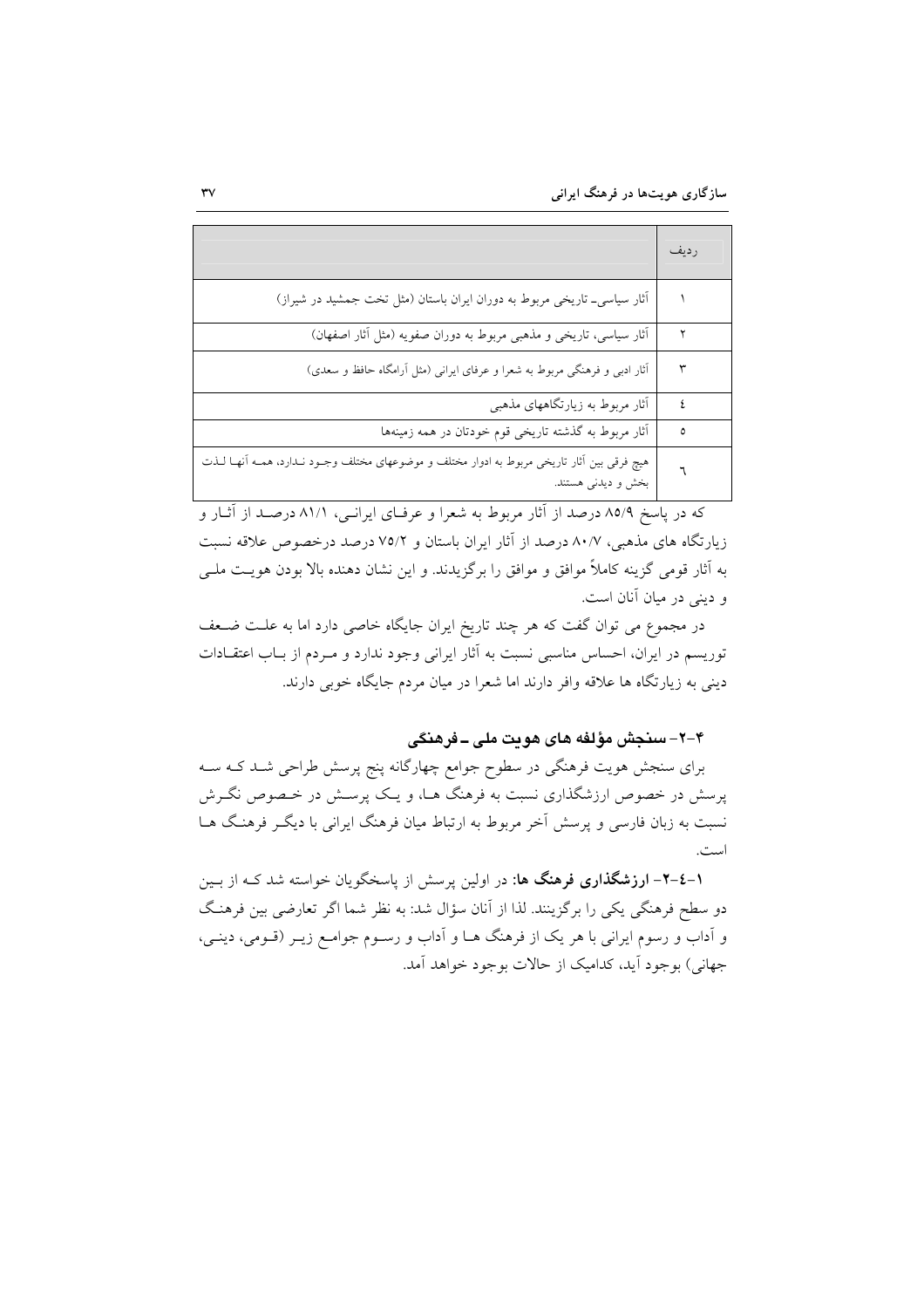| ردیف | |
|---|---|
| ۱ | آثار سیاسی ـ تاریخی مربوط به دوران ایران باستان (مثل تخت جمشید در شیراز) |
| ۲ | آثار سیاسی، تاریخی و مذهبی مربوط به دوران صفویه (مثل آثار اصفهان) |
| ۳ | آثار ادبی و فرهنگی مربوط به شعرا و عرفای ایرانی (مثل آرامگاه حافظ و سعدی) |
| ٤ | آثار مربوط به زیارتگاههای مذهبی |
| ٥ | آثار مربوط به گذشته تاریخی قوم خودتان در همه زمینهها |
| ٦ | هیچ فرقی بین آثار تاریخی مربوط به ادوار مختلف و موضوعهای مختلف وجود ندارد، همه آنها لذت بخش و دیدنی هستند. |

که در پاسخ ۸۵/۹ درصد از آثار مربوط به شعرا و عرفای ایرانی، ۸۱/۱ درصد از آثار و زیارتگاه های مذهبی، ۸۰/۷ درصد از آثار ایران باستان و ۷۵/۲ درصد درخصوص علاقه نسبت به آثار قومی گزینه کاملاً موافق و موافق را برگزیدند. و این نشان دهنده بالا بودن هویت ملی و دینی در میان آنان است.

در مجموع می توان گفت که هر چند تاریخ ایران جایگاه خاصی دارد اما به علت ضعف توریسم در ایران، احساس مناسبی نسبت به آثار ایرانی وجود ندارد و مردم از باب اعتقادات دینی به زیارتگاه ها علاقه وافر دارند اما شعرا در میان مردم جایگاه خوبی دارند.

### ۴-۲- سنجش مؤلفه های هویت ملی ـ فرهنگی

برای سنجش هویت فرهنگی در سطوح جوامع چهارگانه پنج پرسش طراحی شد که سه پرسش در خصوص ارزشگذاری نسبت به فرهنگ ها، و یک پرسش در خصوص نگرش نسبت به زبان فارسی و پرسش آخر مربوط به ارتباط میان فرهنگ ایرانی با دیگر فرهنگ ها است.

**۱-٤-۲- ارزشگذاری فرهنگ ها:** در اولین پرسش از پاسخگویان خواسته شد که از بین دو سطح فرهنگی یکی را برگزینند. لذا از آنان سؤال شد: به نظر شما اگر تعارضی بین فرهنگ و آداب و رسوم ایرانی با هر یک از فرهنگ ها و آداب و رسوم جوامع زیر (قومی، دینی، جهانی) بوجود آید، کدامیک از حالات بوجود خواهد آمد.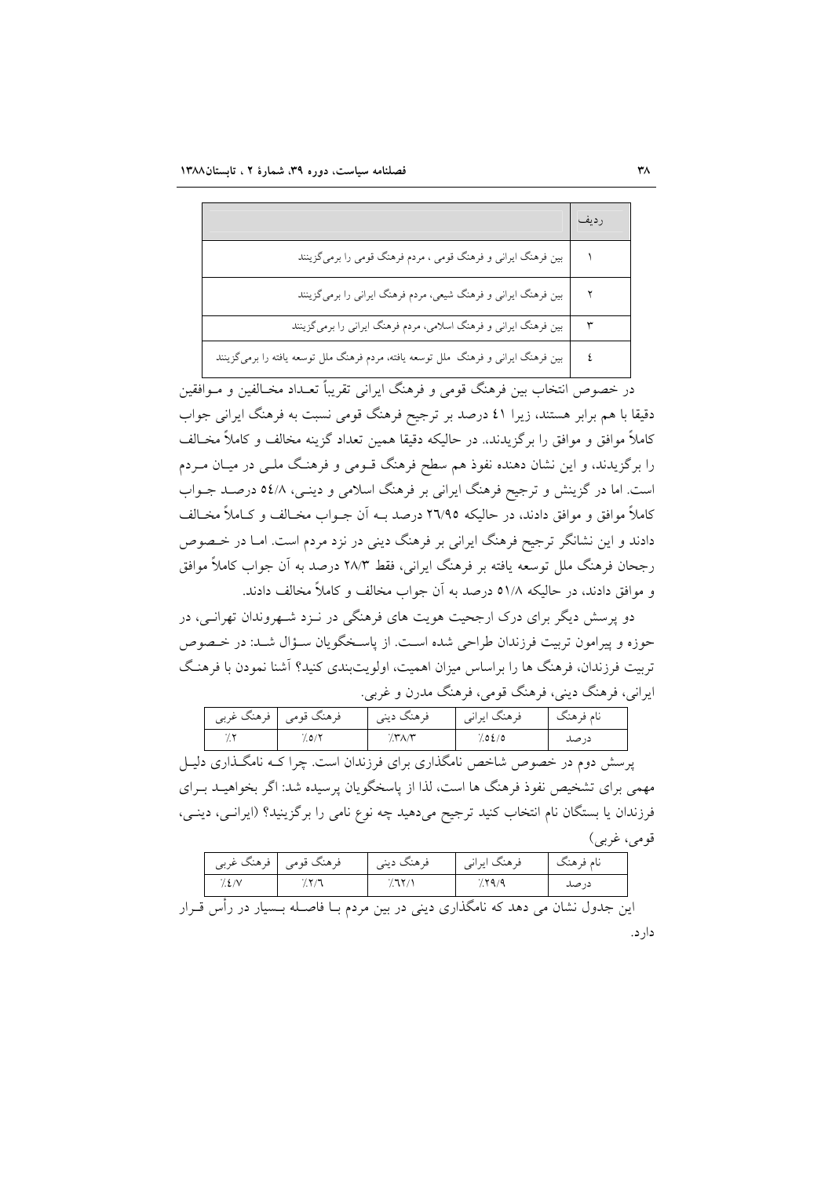| ردیف | |
|---|---|
| ۱ | بین فرهنگ ایرانی و فرهنگ قومی ، مردم فرهنگ قومی را برمی‌گزینند |
| ۲ | بین فرهنگ ایرانی و فرهنگ شیعی، مردم فرهنگ ایرانی را برمی‌گزینند |
| ۳ | بین فرهنگ ایرانی و فرهنگ اسلامی، مردم فرهنگ ایرانی را برمی‌گزینند |
| ٤ | بین فرهنگ ایرانی و فرهنگ ملل توسعه یافته، مردم فرهنگ ملل توسعه یافته را برمی‌گزینند |

در خصوص انتخاب بین فرهنگ قومی و فرهنگ ایرانی تقریباً تعداد مخالفین و موافقین دقیقا با هم برابر هستند، زیرا ٤١ درصد بر ترجیح فرهنگ قومی نسبت به فرهنگ ایرانی جواب کاملاً موافق و موافق را برگزیدند. در حالیکه دقیقا همین تعداد گزینه مخالف و کاملاً مخالف را برگزیدند، و این نشان دهنده نفوذ هم سطح فرهنگ قومی و فرهنگ ملی در میان مردم است. اما در گزینش و ترجیح فرهنگ ایرانی بر فرهنگ اسلامی و دینی، ٥٤/٨ درصد جواب کاملاً موافق و موافق دادند، در حالیکه ٢٦/٩٥ درصد بـه آن جـواب مخالف و کاملاً مخالف دادند و این نشانگر ترجیح فرهنگ ایرانی بر فرهنگ دینی در نزد مردم است. اما در خصوص رجحان فرهنگ ملل توسعه یافته بر فرهنگ ایرانی، فقط ٢٨/٣ درصد به آن جواب کاملاً موافق و موافق دادند، در حالیکه ٥١/٨ درصد به آن جواب مخالف و کاملاً مخالف دادند.

دو پرسش دیگر برای درک ارجحیت هویت های فرهنگی در نزد شهروندان تهرانی، در حوزه و پیرامون تربیت فرزندان طراحی شده است. از پاسخگویان سؤال شد: در خصوص تربیت فرزندان، فرهنگ ها را براساس میزان اهمیت، اولویت‌بندی کنید؟ آشنا نمودن با فرهنگ ایرانی، فرهنگ دینی، فرهنگ قومی، فرهنگ مدرن و غربی.

| نام فرهنگ | فرهنگ ایرانی | فرهنگ دینی | فرهنگ قومی | فرهنگ غربی |
|---|---|---|---|---|
| درصد | ٪٥٤/٥ | ٪٣٨/٣ | ٪٥/٢ | ٪٢ |

پرسش دوم در خصوص شاخص نامگذاری برای فرزندان است. چرا کـه نامگـذاری دلیـل مهمی برای تشخیص نفوذ فرهنگ ها است، لذا از پاسخگویان پرسیده شد: اگر بخواهیـد بـرای فرزندان یا بستگان نام انتخاب کنید ترجیح می‌دهید چه نوع نامی را برگزینید؟ (ایرانـی، دینـی، قومی، غربی)

| نام فرهنگ | فرهنگ ایرانی | فرهنگ دینی | فرهنگ قومی | فرهنگ غربی |
|---|---|---|---|---|
| درصد | ٪٢٩/٩ | ٪٦٢/١ | ٪٢/٦ | ٪٤/٧ |

این جدول نشان می دهد که نامگذاری دینی در بین مردم بـا فاصـله بـسیار در رأس قـرار دارد.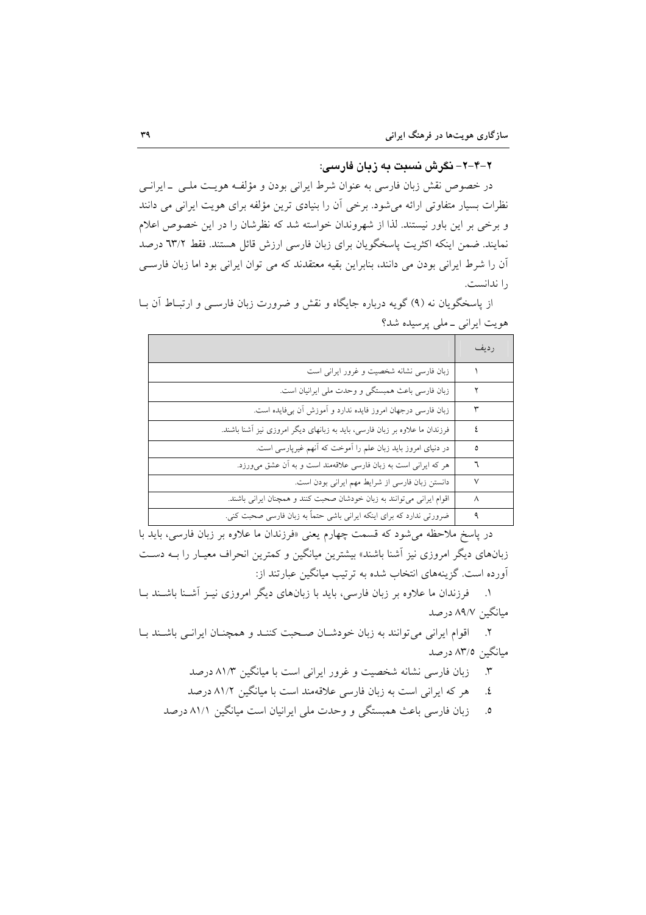### ۲-۴-۲- نگرش نسبت به زبان فارسی:

در خصوص نقش زبان فارسی به عنوان شرط ایرانی بودن و مؤلفه هویت ملی ـ ایرانی نظرات بسیار متفاوتی ارائه می‌شود. برخی آن را بنیادی ترین مؤلفه برای هویت ایرانی می دانند و برخی بر این باور نیستند. لذا از شهروندان خواسته شد که نظرشان را در این خصوص اعلام نمایند. ضمن اینکه اکثریت پاسخگویان برای زبان فارسی ارزش قائل هستند. فقط ٦٣/٢ درصد آن را شرط ایرانی بودن می دانند، بنابراین بقیه معتقدند که می توان ایرانی بود اما زبان فارسی را ندانست.

از پاسخگویان نه (۹) گویه درباره جایگاه و نقش و ضرورت زبان فارسی و ارتباط آن با هویت ایرانی ـ ملی پرسیده شد؟

| ردیف | |
|---|---|
| ۱ | زبان فارسی نشانه شخصیت و غرور ایرانی است |
| ۲ | زبان فارسی باعث همبستگی و وحدت ملی ایرانیان است. |
| ۳ | زبان فارسی درجهان امروز فایده ندارد و آموزش آن بی‌فایده است. |
| ٤ | فرزندان ما علاوه بر زبان فارسی، باید به زبانهای دیگر امروزی نیز آشنا باشند. |
| ٥ | در دنیای امروز باید زبان علم را آموخت که آنهم غیرپارسی است. |
| ٦ | هر که ایرانی است به زبان فارسی علاقه‌مند است و به آن عشق می‌ورزد. |
| ٧ | دانستن زبان فارسی از شرایط مهم ایرانی بودن است. |
| ٨ | اقوام ایرانی می‌توانند به زبان خودشان صحبت کنند و همچنان ایرانی باشند. |
| ۹ | ضرورتی ندارد که برای اینکه ایرانی باشی حتماً به زبان فارسی صحبت کنی. |

در پاسخ ملاحظه می‌شود که قسمت چهارم یعنی «فرزندان ما علاوه بر زبان فارسی، باید با زبان‌های دیگر امروزی نیز آشنا باشند» بیشترین میانگین و کمترین انحراف معیار را به دست آورده است. گزینه‌های انتخاب شده به ترتیب میانگین عبارتند از:

۱. فرزندان ما علاوه بر زبان فارسی، باید با زبان‌های دیگر امروزی نیز آشنا باشند با میانگین ۸۹/۷ درصد

۲. اقوام ایرانی می‌توانند به زبان خودشان صحبت کنند و همچنان ایرانی باشند با میانگین ۸۳/۵ درصد

۳. زبان فارسی نشانه شخصیت و غرور ایرانی است با میانگین ۸۱/۳ درصد

٤. هر که ایرانی است به زبان فارسی علاقه‌مند است با میانگین ۸۱/۲ درصد

٥. زبان فارسی باعث همبستگی و وحدت ملی ایرانیان است میانگین ۸۱/۱ درصد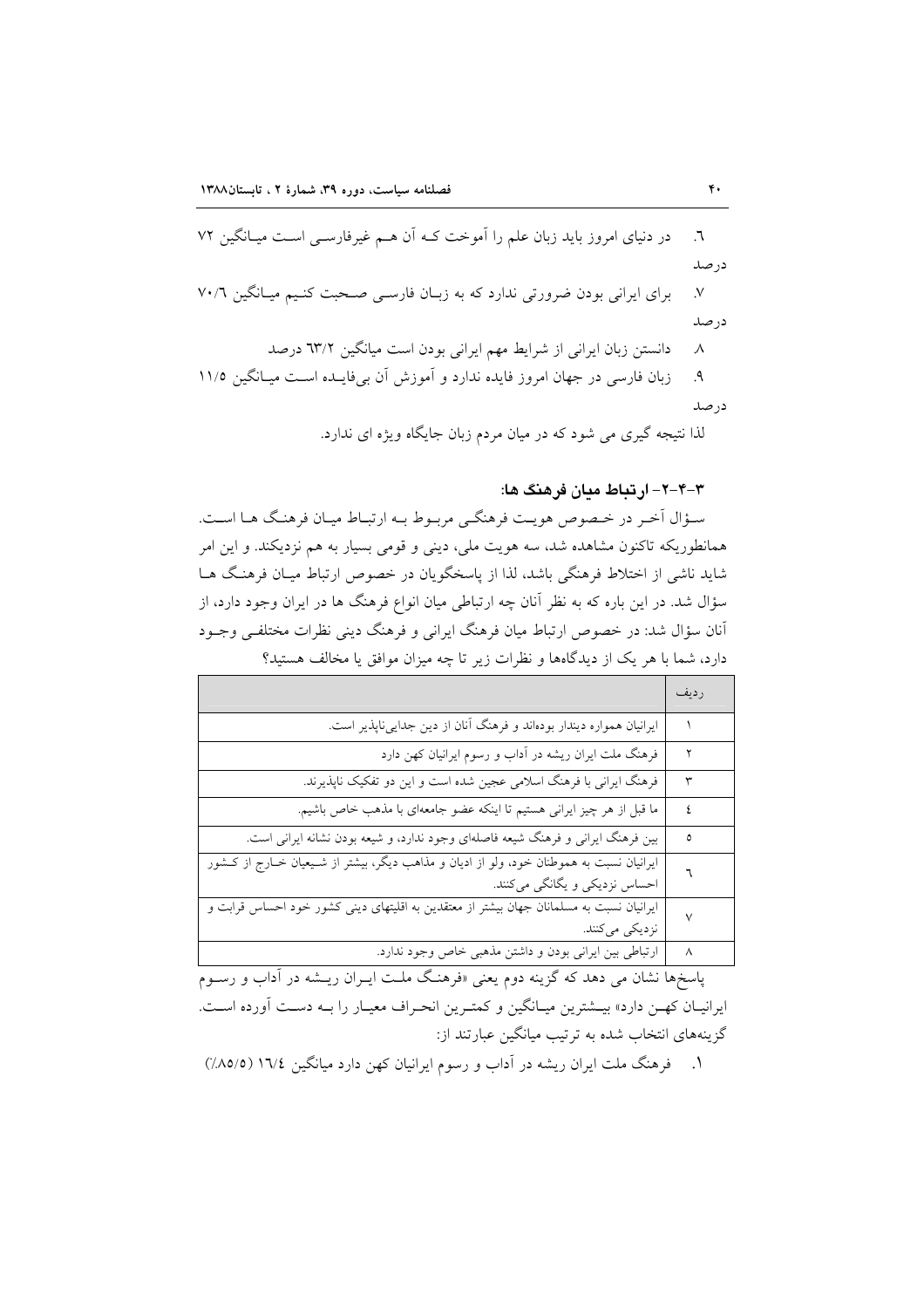٦. در دنیای امروز باید زبان علم را آموخت که آن هم غیرفارسی است میانگین ۷۲ درصد

٧. برای ایرانی بودن ضرورتی ندارد که به زبان فارسی صحبت کنیم میانگین ۷۰/۶ درصد

٨. دانستن زبان ایرانی از شرایط مهم ایرانی بودن است میانگین ۶۳/۲ درصد

٩. زبان فارسی در جهان امروز فایده ندارد و آموزش آن بی‌فایده است میانگین ۱۱/۵ درصد

لذا نتیجه گیری می شود که در میان مردم زبان جایگاه ویژه ای ندارد.

### ۳-۴-۲- ارتباط میان فرهنگ ها:

سؤال آخر در خصوص هویت فرهنگی مربوط به ارتباط میان فرهنگ ها است. همانطوریکه تاکنون مشاهده شد، سه هویت ملی، دینی و قومی بسیار به هم نزدیکند. و این امر شاید ناشی از اختلاط فرهنگی باشد، لذا از پاسخگویان در خصوص ارتباط میان فرهنگ ها سؤال شد. در این باره که به نظر آنان چه ارتباطی میان انواع فرهنگ ها در ایران وجود دارد، از آنان سؤال شد: در خصوص ارتباط میان فرهنگ ایرانی و فرهنگ دینی نظرات مختلفی وجود دارد، شما با هر یک از دیدگاهها و نظرات زیر تا چه میزان موافق یا مخالف هستید؟

| ردیف | |
|---|---|
| ۱ | ایرانیان همواره دیندار بوده‌اند و فرهنگ آنان از دین جدایی‌ناپذیر است. |
| ۲ | فرهنگ ملت ایران ریشه در آداب و رسوم ایرانیان کهن دارد |
| ۳ | فرهنگ ایرانی با فرهنگ اسلامی عجین شده است و این دو تفکیک ناپذیرند. |
| ٤ | ما قبل از هر چیز ایرانی هستیم تا اینکه عضو جامعه‌ای با مذهب خاص باشیم. |
| ٥ | بین فرهنگ ایرانی و فرهنگ شیعه فاصله‌ای وجود ندارد، و شیعه بودن نشانه ایرانی است. |
| ٦ | ایرانیان نسبت به هموطنان خود، ولو از ادیان و مذاهب دیگر، بیشتر از شیعیان خارج از کشور احساس نزدیکی و یگانگی می‌کنند. |
| ٧ | ایرانیان نسبت به مسلمانان جهان بیشتر از معتقدین به اقلیتهای دینی کشور خود احساس قرابت و نزدیکی می‌کنند. |
| ٨ | ارتباطی بین ایرانی بودن و داشتن مذهبی خاص وجود ندارد. |

پاسخ‌ها نشان می دهد که گزینه دوم یعنی «فرهنگ ملت ایران ریشه در آداب و رسوم ایرانیان کهن دارد» بیشترین میانگین و کمترین انحراف معیار را به دست آورده است. گزینه‌های انتخاب شده به ترتیب میانگین عبارتند از:

١. فرهنگ ملت ایران ریشه در آداب و رسوم ایرانیان کهن دارد میانگین ۱٦/٤ (٪۸٥/٥)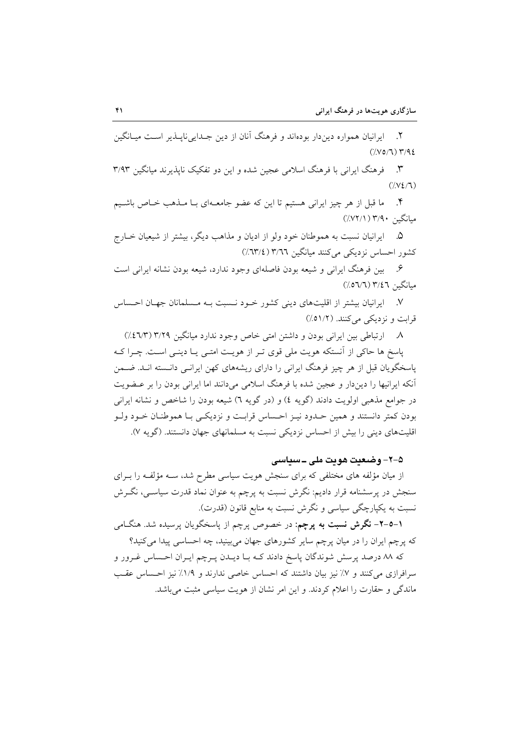۲.  ایرانیان همواره دین‌دار بوده‌اند و فرهنگ آنان از دین جدایی‌ناپذیر است میانگین ۳/۹٤ (٪۷٥/٦)

۳.  فرهنگ ایرانی با فرهنگ اسلامی عجین شده و این دو تفکیک ناپذیرند میانگین ۳/۹۳ (٪۷٤/٦)

۴.  ما قبل از هر چیز ایرانی هستیم تا این که عضو جامعه‌ای با مذهب خاص باشیم میانگین ۳/۹۰ (٪۷۲/۱)

۵.  ایرانیان نسبت به هموطنان خود ولو از ادیان و مذاهب دیگر، بیشتر از شیعیان خارج کشور احساس نزدیکی می‌کنند میانگین ۳/٦٦ (٪٦۳/٤)

۶.  بین فرهنگ ایرانی و شیعه بودن فاصله‌ای وجود ندارد، شیعه بودن نشانه ایرانی است میانگین ۳/٤٦ (٪٥٦/٦)

۷.  ایرانیان بیشتر از اقلیت‌های دینی کشور خود نسبت به مسلمانان جهان احساس قرابت و نزدیکی می‌کنند. (٪٥۱/۲)

۸.  ارتباطی بین ایرانی بودن و داشتن امتی خاص وجود ندارد میانگین ۳/۲۹ (٪٤٦/۳)

پاسخ ها حاکی از آنستکه هویت ملی قوی تر از هویت امتی یا دینی است. چرا که پاسخگویان قبل از هر چیز فرهنگ ایرانی را دارای ریشه‌های کهن ایرانی دانسته اند. ضمن آنکه ایرانیها را دین‌دار و عجین شده با فرهنگ اسلامی می‌دانند اما ایرانی بودن را بر عضویت در جوامع مذهبی اولویت دادند (گویه ٤) و (در گویه ٦) شیعه بودن را شاخص و نشانه ایرانی بودن کمتر دانستند و همین حدود نیز احساس قرابت و نزدیکی با هموطنان خود ولو اقلیت‌های دینی را بیش از احساس نزدیکی نسبت به مسلمانهای جهان دانستند. (گویه ۷).

## ۵-۲- وضعیت هویت ملی ـ سیاسی

از میان مؤلفه های مختلفی که برای سنجش هویت سیاسی مطرح شد، سه مؤلفه را برای سنجش در پرسشنامه قرار دادیم: نگرش نسبت به پرچم به عنوان نماد قدرت سیاسی، نگرش نسبت به یکپارچگی سیاسی و نگرش نسبت به منابع قانون (قدرت).

**۱-۵-۲- نگرش نسبت به پرچم:** در خصوص پرچم از پاسخگویان پرسیده شد. هنگامی که پرچم ایران را در میان پرچم سایر کشورهای جهان می‌بینید، چه احساسی پیدا می‌کنید؟

که ۸۸ درصد پرسش شوندگان پاسخ دادند که با دیدن پرچم ایران احساس غرور و سرافرازی می‌کنند و ۷٪ نیز بیان داشتند که احساس خاصی ندارند و ۱/۹٪ نیز احساس عقب ماندگی و حقارت را اعلام کردند. و این امر نشان از هویت سیاسی مثبت می‌باشد.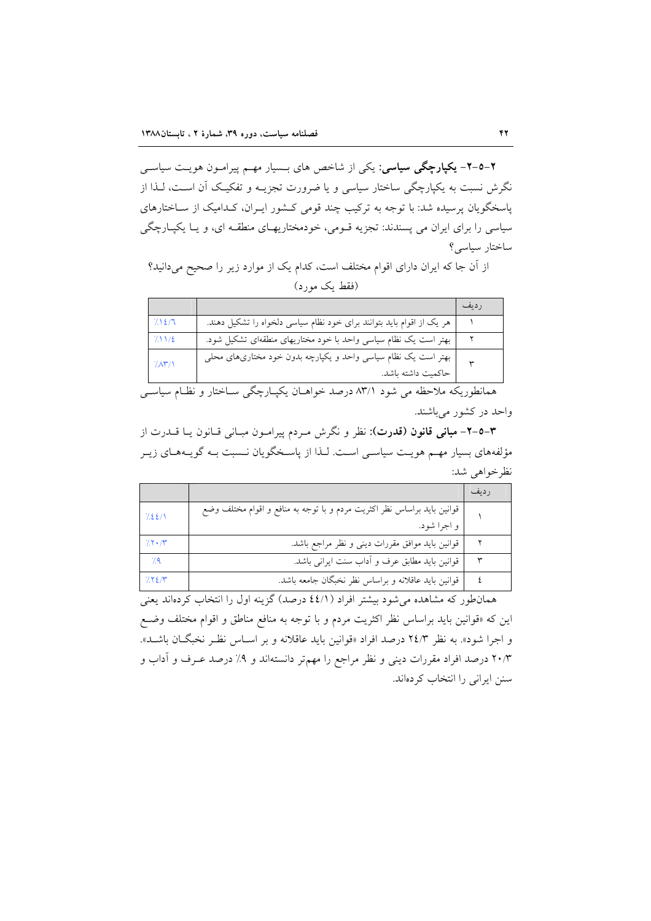**۲-۵-۲- یکپارچگی سیاسی:** یکی از شاخص های بسیار مهم پیرامون هویت سیاسی نگرش نسبت به یکپارچگی ساختار سیاسی و یا ضرورت تجزیه و تفکیک آن است، لذا از پاسخگویان پرسیده شد: با توجه به ترکیب چند قومی کشور ایران، کدامیک از ساختارهای سیاسی را برای ایران می پسندند: تجزیه قومی، خودمختاریهای منطقه ای، و یا یکپارچگی ساختار سیاسی؟

از آن جا که ایران دارای اقوام مختلف است، کدام یک از موارد زیر را صحیح می‌دانید؟ (فقط یک مورد)

| ردیف | | |
|---|---|---|
| ۱ | هر یک از اقوام باید بتوانند برای خود نظام سیاسی دلخواه را تشکیل دهند. | ٪۱۴/٦ |
| ۲ | بهتر است یک نظام سیاسی واحد با خود مختاریهای منطقه‌ای تشکیل شود. | ٪۱۱/٤ |
| ۳ | بهتر است یک نظام سیاسی واحد و یکپارچه بدون خود مختاری‌های محلی حاکمیت داشته باشد. | ٪۸۳/۱ |

همانطوریکه ملاحظه می شود ۸۳/۱ درصد خواهان یکپارچگی ساختار و نظام سیاسی واحد در کشور می‌باشند.

**۳-۵-۲- مبانی قانون (قدرت):** نظر و نگرش مردم پیرامون مبانی قانون یا قدرت از مؤلفه‌های بسیار مهم هویت سیاسی است. لذا از پاسخگویان نسبت به گویه‌های زیر نظرخواهی شد:

| ردیف | | |
|---|---|---|
| ۱ | قوانین باید براساس نظر اکثریت مردم و با توجه به منافع و اقوام مختلف وضع و اجرا شود. | ٪٤٤/۱ |
| ۲ | قوانین باید موافق مقررات دینی و نظر مراجع باشد. | ٪۲۰/۳ |
| ۳ | قوانین باید مطابق عرف و آداب سنت ایرانی باشد. | ٪۹ |
| ٤ | قوانین باید عاقلانه و براساس نظر نخبگان جامعه باشد. | ٪۲٤/۳ |

همان‌طور که مشاهده می‌شود بیشتر افراد (٤٤/۱ درصد) گزینه اول را انتخاب کرده‌اند یعنی این که «قوانین باید براساس نظر اکثریت مردم و با توجه به منافع مناطق و اقوام مختلف وضع و اجرا شود». به نظر ۲٤/۳ درصد افراد «قوانین باید عاقلانه و بر اساس نظر نخبگان باشد». ۲۰/۳ درصد افراد مقررات دینی و نظر مراجع را مهم‌تر دانسته‌اند و ۹٪ درصد عرف و آداب و سنن ایرانی را انتخاب کرده‌اند.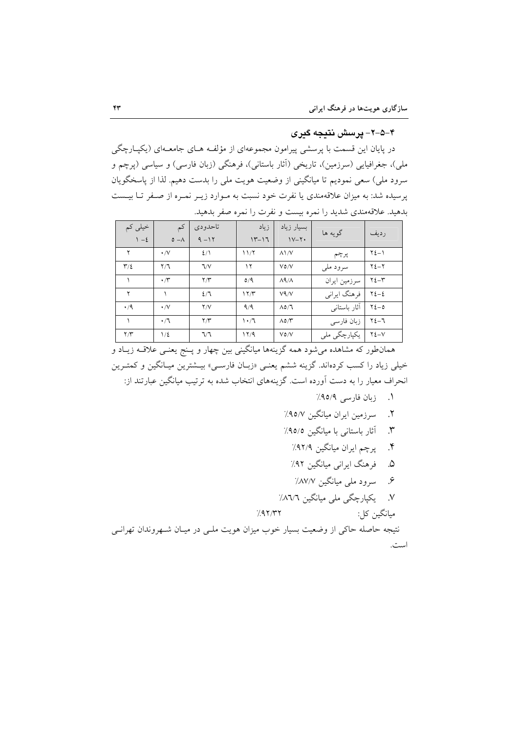### ۴-۵-۲- پرسش نتیجه گیری

در پایان این قسمت با پرسشی پیرامون مجموعه‌ای از مؤلفه هـای جامعـه‌ای (یکپـارچگی ملی)، جغرافیایی (سرزمین)، تاریخی (آثار باستانی)، فرهنگی (زبان فارسی) و سیاسی (پرچم و سرود ملی) سعی نمودیم تا میانگینی از وضعیت هویت ملی را بدست دهیم. لذا از پاسخگویان پرسیده شد: به میزان علاقه‌مندی یا نفرت خود نسبت به مـوارد زیـر نمـره از صـفر تـا بیـست بدهید. علاقه‌مندی شدید را نمره بیست و نفرت را نمره صفر بدهید.

| ردیف | گویه ها | بسیار زیاد ۲۰-۱۷ | زیاد ۱۶-۱۳ | تاحدودی ۱۲- ۹ | کم ۸- ۵ | خیلی کم ۴- ۱ |
|---|---|---|---|---|---|---|
| ۱-۲۴ | پرچم | ۸۱/۷ | ۱۱/۲ | ۴/۱ | ۰/۷ | ۲ |
| ۲-۲۴ | سرود ملی | ۷۵/۷ | ۱۲ | ۶/۷ | ۲/۶ | ۳/۴ |
| ۳-۲۴ | سرزمین ایران | ۸۹/۸ | ۵/۹ | ۲/۳ | ۰/۳ | ۱ |
| ۴-۲۴ | فرهنگ ایرانی | ۷۹/۷ | ۱۲/۳ | ۴/۶ | ۱ | ۲ |
| ۵-۲۴ | آثار باستانی | ۸۵/۶ | ۹/۹ | ۲/۷ | ۰/۷ | ۰/۹ |
| ۶-۲۴ | زبان فارسی | ۸۵/۳ | ۱۰/۶ | ۲/۳ | ۰/۶ | ۱ |
| ۷-۲۴ | یکپارچگی ملی | ۷۵/۷ | ۱۲/۹ | ۶/۶ | ۱/۴ | ۲/۳ |

همان‌طور که مشاهده می‌شود همه گزینه‌ها میانگینی بین چهار و پـنج یعنـی علاقـه زیـاد و خیلی زیاد را کسب کرده‌اند. گزینه ششم یعنـی «زبـان فارسـی» بیـشترین میـانگین و کمتـرین انحراف معیار را به دست آورده است. گزینه‌های انتخاب شده به ترتیب میانگین عبارتند از:

۱. زبان فارسی ۹۵/۹٪
۲. سرزمین ایران میانگین ۹۵/۷٪
۳. آثار باستانی با میانگین ۹۵/۵٪
۴. پرچم ایران میانگین ۹۲/۹٪
۵. فرهنگ ایرانی میانگین ۹۲٪
۶. سرود ملی میانگین ۸۷/۷٪
۷. یکپارچگی ملی میانگین ۸۶/۶٪

میانگین کل: ۹۲/۳۲٪

نتیجه حاصله حاکی از وضعیت بسیار خوب میزان هویت ملـی در میـان شـهروندان تهرانـی است.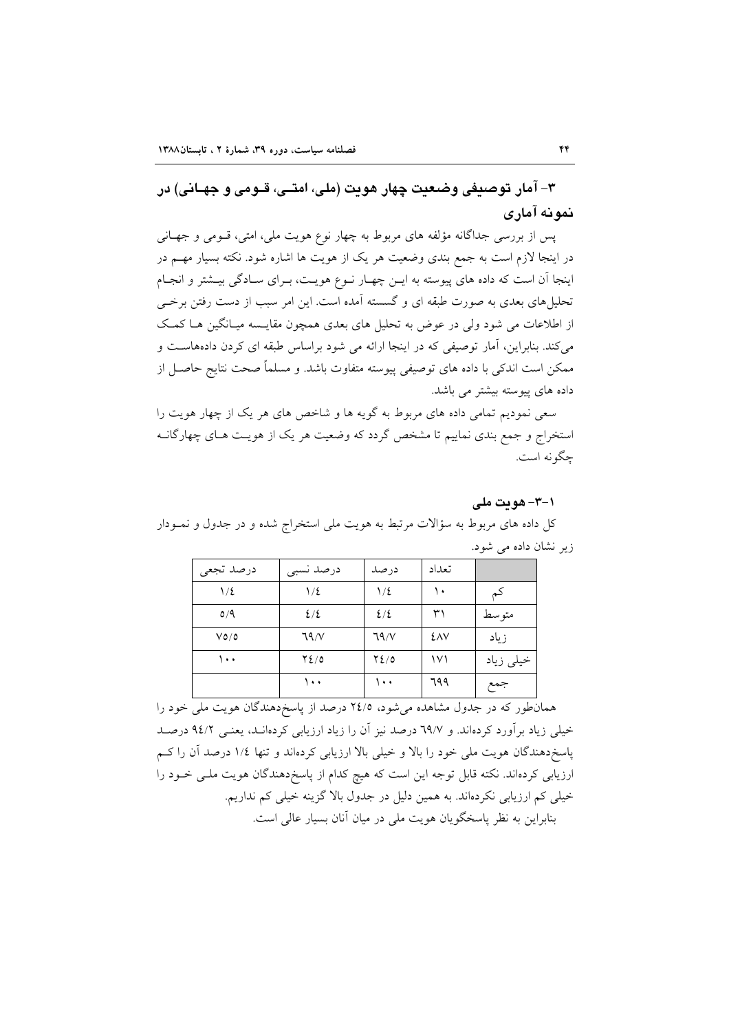## ۳- آمار توصیفی وضعیت چهار هویت (ملی، امتی، قومی و جهانی) در نمونه آماری

پس از بررسی جداگانه مؤلفه های مربوط به چهار نوع هویت ملی، امتی، قومی و جهانی در اینجا لازم است به جمع بندی وضعیت هر یک از هویت ها اشاره شود. نکته بسیار مهم در اینجا آن است که داده های پیوسته به این چهار نوع هویت، برای سادگی بیشتر و انجام تحلیل‌های بعدی به صورت طبقه ای و گسسته آمده است. این امر سبب از دست رفتن برخی از اطلاعات می شود ولی در عوض به تحلیل های بعدی همچون مقایسه میانگین ها کمک می‌کند. بنابراین، آمار توصیفی که در اینجا ارائه می شود براساس طبقه ای کردن داده‌هاست و ممکن است اندکی با داده های توصیفی پیوسته متفاوت باشد. و مسلماً صحت نتایج حاصل از داده های پیوسته بیشتر می باشد.

سعی نمودیم تمامی داده های مربوط به گویه ها و شاخص های هر یک از چهار هویت را استخراج و جمع بندی نماییم تا مشخص گردد که وضعیت هر یک از هویت های چهارگانه چگونه است.

### ۱-۳- هویت ملی

کل داده های مربوط به سؤالات مرتبط به هویت ملی استخراج شده و در جدول و نمودار زیر نشان داده می شود.

| | تعداد | درصد | درصد نسبی | درصد تجعی |
|---|---|---|---|---|
| کم | ۱۰ | ۱/۴ | ۱/۴ | ۱/۴ |
| متوسط | ۳۱ | ۴/۴ | ۴/۴ | ۵/۹ |
| زیاد | ۴۸۷ | ۶۹/۷ | ۶۹/۷ | ۷۵/۵ |
| خیلی زیاد | ۱۷۱ | ۲۴/۵ | ۲۴/۵ | ۱۰۰ |
| جمع | ۶۹۹ | ۱۰۰ | ۱۰۰ | |

همان‌طور که در جدول مشاهده می‌شود، ۲۴/۵ درصد از پاسخ‌دهندگان هویت ملی خود را خیلی زیاد برآورد کرده‌اند. و ۶۹/۷ درصد نیز آن را زیاد ارزیابی کرده‌اند، یعنی ۹۴/۲ درصد پاسخ‌دهندگان هویت ملی خود را بالا و خیلی بالا ارزیابی کرده‌اند و تنها ۱/۴ درصد آن را کم ارزیابی کرده‌اند. نکته قابل توجه این است که هیچ کدام از پاسخ‌دهندگان هویت ملی خود را خیلی کم ارزیابی نکرده‌اند. به همین دلیل در جدول بالا گزینه خیلی کم نداریم.

بنابراین به نظر پاسخگویان هویت ملی در میان آنان بسیار عالی است.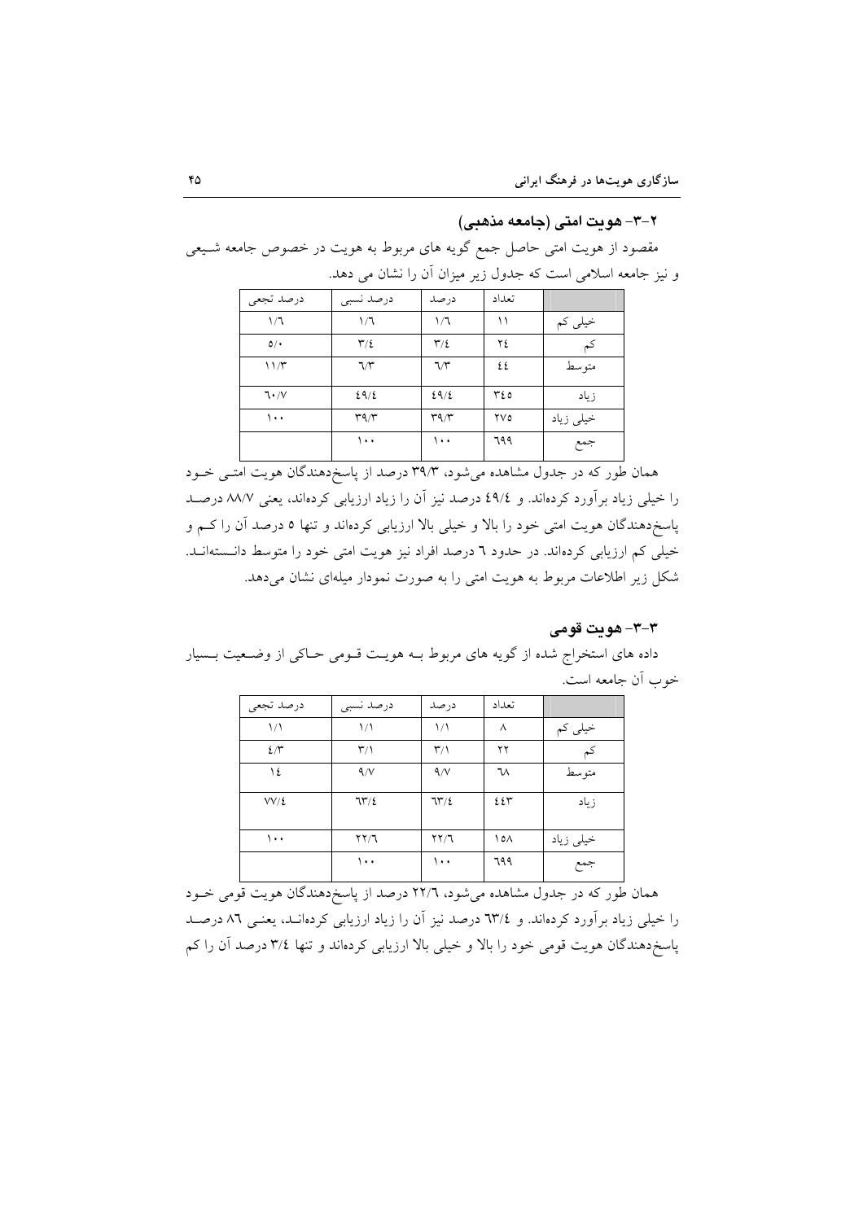### ۲-۳- هویت امتی (جامعه مذهبی)

مقصود از هویت امتی حاصل جمع گویه های مربوط به هویت در خصوص جامعه شیعی و نیز جامعه اسلامی است که جدول زیر میزان آن را نشان می دهد.

| | تعداد | درصد | درصد نسبی | درصد تجعی |
|---|---|---|---|---|
| خیلی کم | ۱۱ | ۱/۶ | ۱/۶ | ۱/۶ |
| کم | ۲۴ | ۳/۴ | ۳/۴ | ۵/۰ |
| متوسط | ۴۴ | ۶/۳ | ۶/۳ | ۱۱/۳ |
| زیاد | ۳۴۵ | ۴۹/۴ | ۴۹/۴ | ۶۰/۷ |
| خیلی زیاد | ۲۷۵ | ۳۹/۳ | ۳۹/۳ | ۱۰۰ |
| جمع | ۶۹۹ | ۱۰۰ | ۱۰۰ | |

همان طور که در جدول مشاهده می‌شود، ۳۹/۳ درصد از پاسخ‌دهندگان هویت امتی خود را خیلی زیاد برآورد کرده‌اند. و ۴۹/۴ درصد نیز آن را زیاد ارزیابی کرده‌اند، یعنی ۸۸/۷ درصد پاسخ‌دهندگان هویت امتی خود را بالا و خیلی بالا ارزیابی کرده‌اند و تنها ۵ درصد آن را کم و خیلی کم ارزیابی کرده‌اند. در حدود ۶ درصد افراد نیز هویت امتی خود را متوسط دانسته‌اند. شکل زیر اطلاعات مربوط به هویت امتی را به صورت نمودار میله‌ای نشان می‌دهد.

### ۳-۳- هویت قومی

داده های استخراج شده از گویه های مربوط بـه هویت قـومی حـاکی از وضـعیت بـسیار خوب آن جامعه است.

| | تعداد | درصد | درصد نسبی | درصد تجعی |
|---|---|---|---|---|
| خیلی کم | ۸ | ۱/۱ | ۱/۱ | ۱/۱ |
| کم | ۲۲ | ۳/۱ | ۳/۱ | ۴/۳ |
| متوسط | ۶۸ | ۹/۷ | ۹/۷ | ۱۴ |
| زیاد | ۴۴۳ | ۶۳/۴ | ۶۳/۴ | ۷۷/۴ |
| خیلی زیاد | ۱۵۸ | ۲۲/۶ | ۲۲/۶ | ۱۰۰ |
| جمع | ۶۹۹ | ۱۰۰ | ۱۰۰ | |

همان طور که در جدول مشاهده می‌شود، ۲۲/۶ درصد از پاسخ‌دهندگان هویت قومی خـود را خیلی زیاد برآورد کرده‌اند. و ۶۳/۴ درصد نیز آن را زیاد ارزیابی کرده‌انـد، یعنـی ۸۶ درصـد پاسخ‌دهندگان هویت قومی خود را بالا و خیلی بالا ارزیابی کرده‌اند و تنها ۳/۴ درصد آن را کم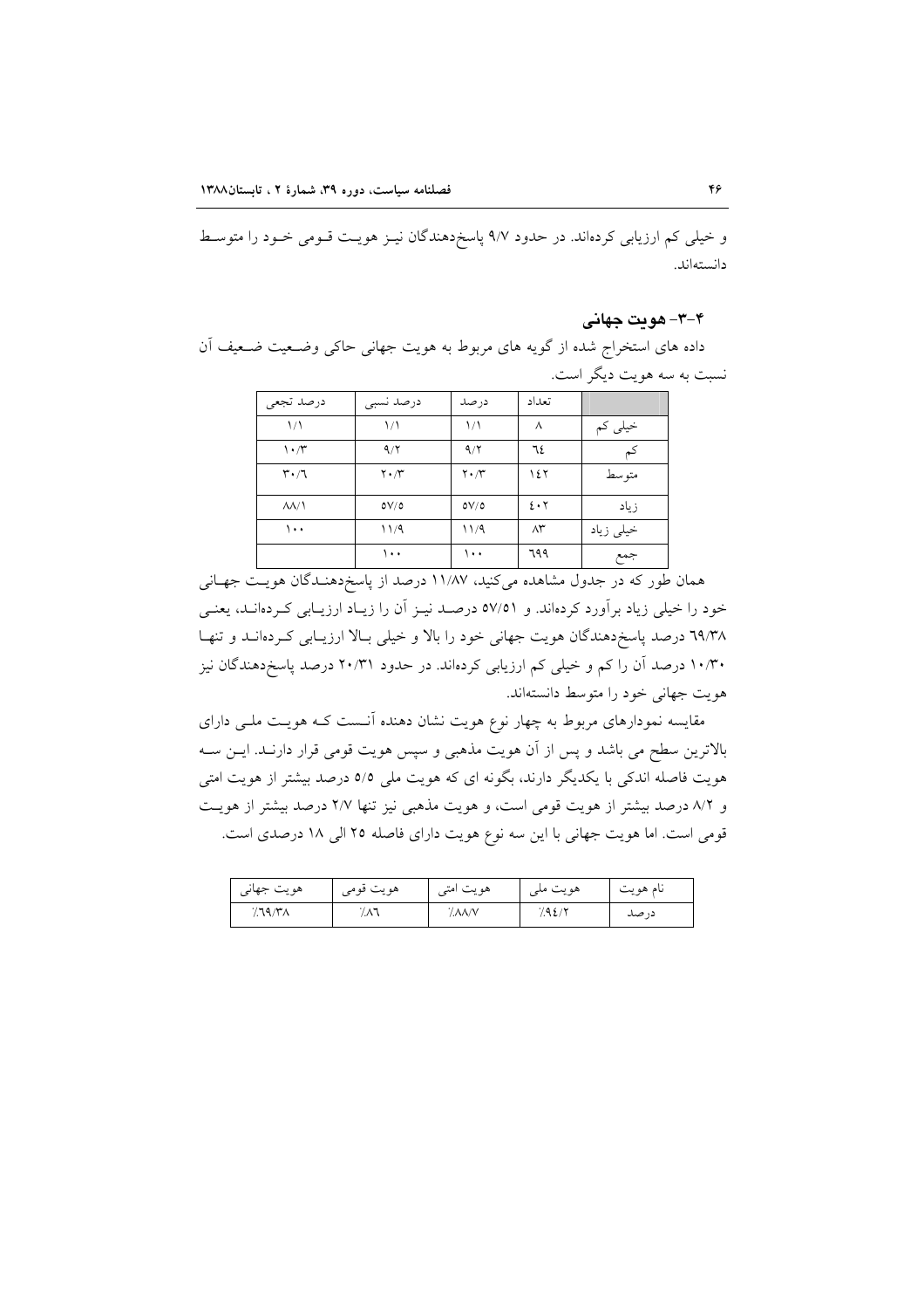و خیلی کم ارزیابی کرده‌اند. در حدود ۹/۷ پاسخ‌دهندگان نیز هویت قومی خود را متوسط دانسته‌اند.

### ۴-۳- هویت جهانی

داده های استخراج شده از گویه های مربوط به هویت جهانی حاکی وضعیت ضعیف آن نسبت به سه هویت دیگر است.

| | تعداد | درصد | درصد نسبی | درصد تجعی |
|---|---|---|---|---|
| خیلی کم | ۸ | ۱/۱ | ۱/۱ | ۱/۱ |
| کم | ٦٤ | ۹/۲ | ۹/۲ | ۱۰/۳ |
| متوسط | ۱٤۲ | ۲۰/۳ | ۲۰/۳ | ۳۰/٦ |
| زیاد | ٤۰۲ | ٥۷/٥ | ٥۷/٥ | ۸۸/۱ |
| خیلی زیاد | ۸۳ | ۱۱/۹ | ۱۱/۹ | ۱۰۰ |
| جمع | ٦۹۹ | ۱۰۰ | ۱۰۰ | |

همان طور که در جدول مشاهده می‌کنید، ۱۱/۸۷ درصد از پاسخ‌دهندگان هویت جهانی خود را خیلی زیاد برآورد کرده‌اند. و ٥۷/٥۱ درصد نیز آن را زیاد ارزیابی کرده‌اند، یعنی ٦۹/۳۸ درصد پاسخ‌دهندگان هویت جهانی خود را بالا و خیلی بالا ارزیابی کرده‌اند و تنها ۱۰/۳۰ درصد آن را کم و خیلی کم ارزیابی کرده‌اند. در حدود ۲۰/۳۱ درصد پاسخ‌دهندگان نیز هویت جهانی خود را متوسط دانسته‌اند.

مقایسه نمودارهای مربوط به چهار نوع هویت نشان دهنده آنست که هویت ملی دارای بالاترین سطح می باشد و پس از آن هویت مذهبی و سپس هویت قومی قرار دارند. این سه هویت فاصله اندکی با یکدیگر دارند، بگونه ای که هویت ملی ٥/٥ درصد بیشتر از هویت امتی و ۸/۲ درصد بیشتر از هویت قومی است، و هویت مذهبی نیز تنها ۲/۷ درصد بیشتر از هویت قومی است. اما هویت جهانی با این سه نوع هویت دارای فاصله ۲٥ الی ۱۸ درصدی است.

| نام هویت | هویت ملی | هویت امتی | هویت قومی | هویت جهانی |
|---|---|---|---|---|
| درصد | ٪۹٤/۲ | ٪۸۸/۷ | ٪۸٦ | ٪٦۹/۳۸ |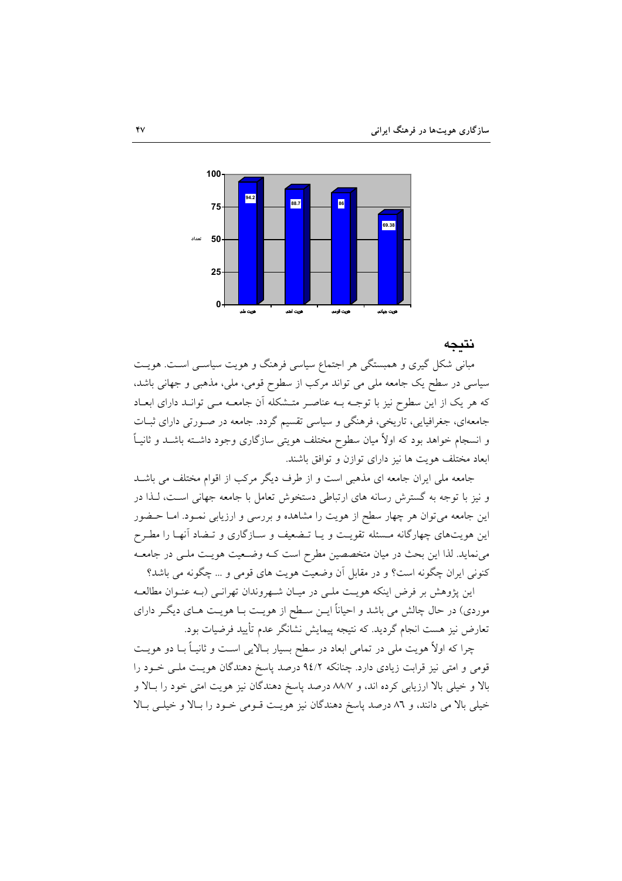| هویت ملی | هویت امتی | هویت قومی | هویت جهانی |
|---|---|---|---|
| 94.2 | 88.7 | 86 | 69.38 |

## نتیجه

مبانی شکل گیری و همبستگی هر اجتماع سیاسی فرهنگ و هویت سیاسی است. هویت سیاسی در سطح یک جامعه ملی می تواند مرکب از سطوح قومی، ملی، مذهبی و جهانی باشد، که هر یک از این سطوح نیز با توجه به عناصر متشکله آن جامعه می توانند دارای ابعاد جامعه‌ای، جغرافیایی، تاریخی، فرهنگی و سیاسی تقسیم گردد. جامعه در صورتی دارای ثبات و انسجام خواهد بود که اولاً میان سطوح مختلف هویتی سازگاری وجود داشته باشد و ثانیاً ابعاد مختلف هویت ها نیز دارای توازن و توافق باشند.

جامعه ملی ایران جامعه ای مذهبی است و از طرف دیگر مرکب از اقوام مختلف می باشد و نیز با توجه به گسترش رسانه های ارتباطی دستخوش تعامل با جامعه جهانی است، لذا در این جامعه می‌توان هر چهار سطح از هویت را مشاهده و بررسی و ارزیابی نمود. اما حضور این هویت‌های چهارگانه مسئله تقویت و یا تضعیف و سازگاری و تضاد آنها را مطرح می‌نماید. لذا این بحث در میان متخصصین مطرح است که وضعیت هویت ملی در جامعه کنونی ایران چگونه است؟ و در مقابل آن وضعیت هویت های قومی و ... چگونه می باشد؟

این پژوهش بر فرض اینکه هویت ملی در میان شهروندان تهرانی (به عنوان مطالعه موردی) در حال چالش می باشد و احیاناً این سطح از هویت با هویت های دیگر دارای تعارض نیز هست انجام گردید. که نتیجه پیمایش نشانگر عدم تأیید فرضیات بود.

چرا که اولاً هویت ملی در تمامی ابعاد در سطح بسیار بالایی است و ثانیاً با دو هویت قومی و امتی نیز قرابت زیادی دارد. چنانکه ۹٤/۲ درصد پاسخ دهندگان هویت ملی خود را بالا و خیلی بالا ارزیابی کرده اند، و ۸۸/۷ درصد پاسخ دهندگان نیز هویت امتی خود را بالا و خیلی بالا می دانند، و ۸٦ درصد پاسخ دهندگان نیز هویت قومی خود را بالا و خیلی بالا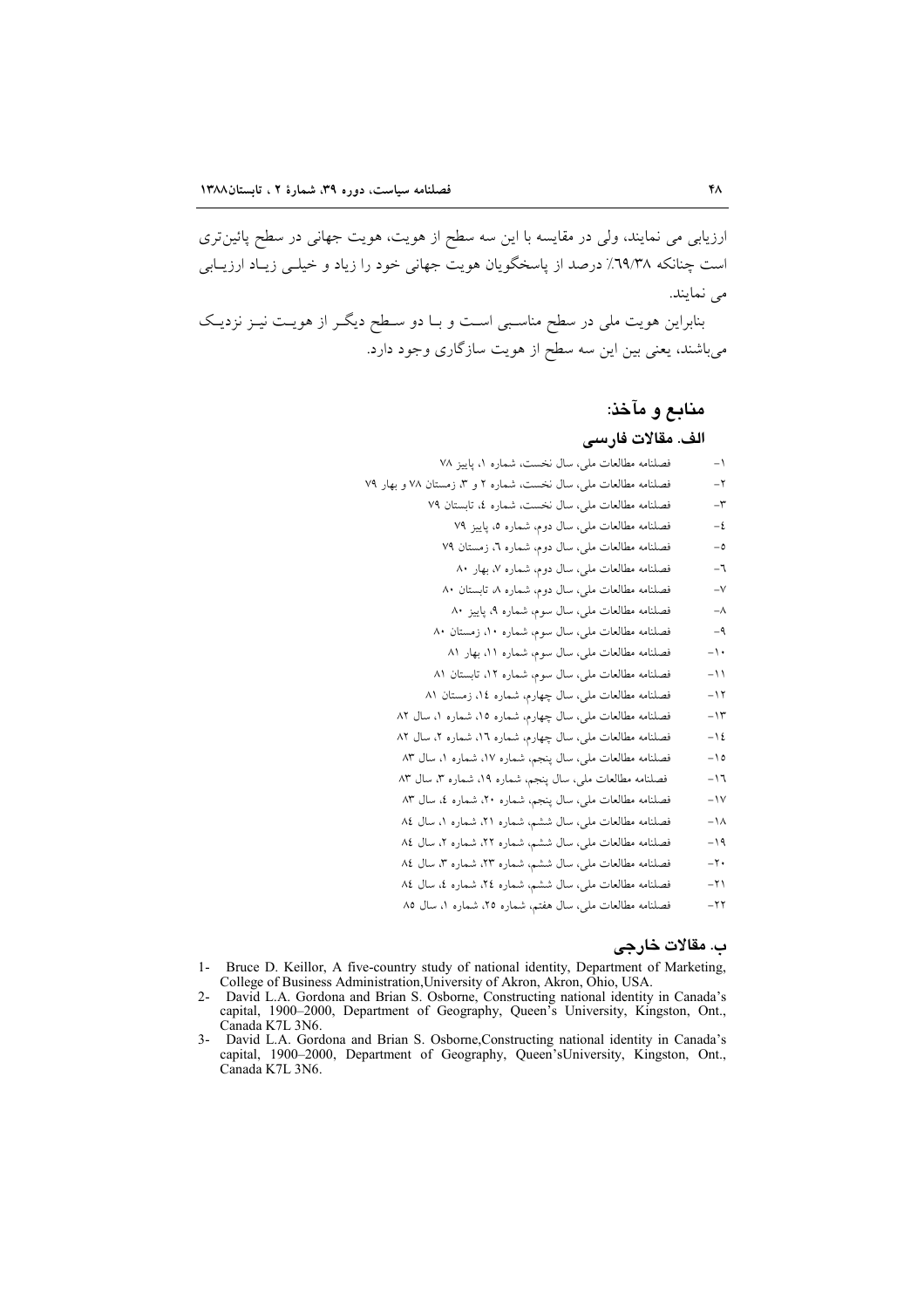ارزیابی می نمایند، ولی در مقایسه با این سه سطح از هویت، هویت جهانی در سطح پائین‌تری است چنانکه ٦٩/٣٨٪ درصد از پاسخگویان هویت جهانی خود را زیاد و خیلی زیاد ارزیابی می نمایند.

بنابراین هویت ملی در سطح مناسبی است و با دو سطح دیگر از هویت نیز نزدیک می‌باشند، یعنی بین این سه سطح از هویت سازگاری وجود دارد.

## منابع و مآخذ:

### الف. مقالات فارسی

١- فصلنامه مطالعات ملی، سال نخست، شماره ١، پاییز ٧٨
٢- فصلنامه مطالعات ملی، سال نخست، شماره ٢ و ٣، زمستان ٧٨ و بهار ٧٩
٣- فصلنامه مطالعات ملی، سال نخست، شماره ٤، تابستان ٧٩
٤- فصلنامه مطالعات ملی، سال دوم، شماره ٥، پاییز ٧٩
٥- فصلنامه مطالعات ملی، سال دوم، شماره ٦، زمستان ٧٩
٦- فصلنامه مطالعات ملی، سال دوم، شماره ٧، بهار ٨٠
٧- فصلنامه مطالعات ملی، سال دوم، شماره ٨، تابستان ٨٠
٨- فصلنامه مطالعات ملی، سال سوم، شماره ٩، پاییز ٨٠
٩- فصلنامه مطالعات ملی، سال سوم، شماره ١٠، زمستان ٨٠
١٠- فصلنامه مطالعات ملی، سال سوم، شماره ١١، بهار ٨١
١١- فصلنامه مطالعات ملی، سال سوم، شماره ١٢، تابستان ٨١
١٢- فصلنامه مطالعات ملی، سال چهارم، شماره ١٤، زمستان ٨١
١٣- فصلنامه مطالعات ملی، سال چهارم، شماره ١٥، شماره ١، سال ٨٢
١٤- فصلنامه مطالعات ملی، سال چهارم، شماره ١٦، شماره ٢، سال ٨٢
١٥- فصلنامه مطالعات ملی، سال پنجم، شماره ١٧، شماره ١، سال ٨٣
١٦- فصلنامه مطالعات ملی، سال پنجم، شماره ١٩، شماره ٣، سال ٨٣
١٧- فصلنامه مطالعات ملی، سال پنجم، شماره ٢٠، شماره ٤، سال ٨٣
١٨- فصلنامه مطالعات ملی، سال ششم، شماره ٢١، شماره ١، سال ٨٤
١٩- فصلنامه مطالعات ملی، سال ششم، شماره ٢٢، شماره ٢، سال ٨٤
٢٠- فصلنامه مطالعات ملی، سال ششم، شماره ٢٣، شماره ٣، سال ٨٤
٢١- فصلنامه مطالعات ملی، سال ششم، شماره ٢٤، شماره ٤، سال ٨٤
٢٢- فصلنامه مطالعات ملی، سال هفتم، شماره ٢٥، شماره ١، سال ٨٥

### ب. مقالات خارجی

1- Bruce D. Keillor, A five-country study of national identity, Department of Marketing, College of Business Administration,University of Akron, Akron, Ohio, USA.
2- David L.A. Gordona and Brian S. Osborne, Constructing national identity in Canada's capital, 1900–2000, Department of Geography, Queen's University, Kingston, Ont., Canada K7L 3N6.
3- David L.A. Gordona and Brian S. Osborne,Constructing national identity in Canada's capital, 1900–2000, Department of Geography, Queen'sUniversity, Kingston, Ont., Canada K7L 3N6.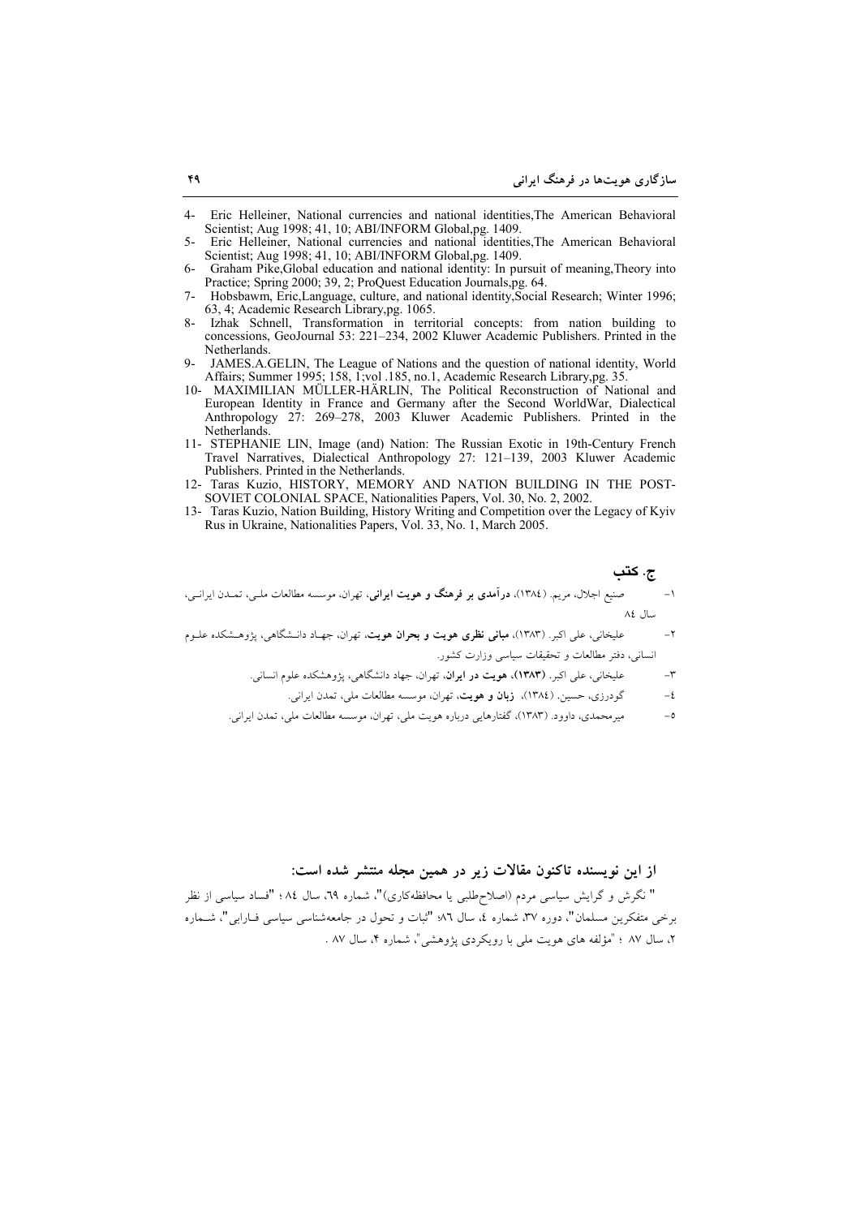4- Eric Helleiner, National currencies and national identities,The American Behavioral Scientist; Aug 1998; 41, 10; ABI/INFORM Global,pg. 1409.
5- Eric Helleiner, National currencies and national identities,The American Behavioral Scientist; Aug 1998; 41, 10; ABI/INFORM Global,pg. 1409.
6- Graham Pike,Global education and national identity: In pursuit of meaning,Theory into Practice; Spring 2000; 39, 2; ProQuest Education Journals,pg. 64.
7- Hobsbawm, Eric,Language, culture, and national identity,Social Research; Winter 1996; 63, 4; Academic Research Library,pg. 1065.
8- Izhak Schnell, Transformation in territorial concepts: from nation building to concessions, GeoJournal 53: 221–234, 2002 Kluwer Academic Publishers. Printed in the Netherlands.
9- JAMES.A.GELIN, The League of Nations and the question of national identity, World Affairs; Summer 1995; 158, 1;vol .185, no.1, Academic Research Library,pg. 35.
10- MAXIMILIAN MÜLLER-HÄRLIN, The Political Reconstruction of National and European Identity in France and Germany after the Second WorldWar, Dialectical Anthropology 27: 269–278, 2003 Kluwer Academic Publishers. Printed in the Netherlands.
11- STEPHANIE LIN, Image (and) Nation: The Russian Exotic in 19th-Century French Travel Narratives, Dialectical Anthropology 27: 121–139, 2003 Kluwer Academic Publishers. Printed in the Netherlands.
12- Taras Kuzio, HISTORY, MEMORY AND NATION BUILDING IN THE POST-SOVIET COLONIAL SPACE, Nationalities Papers, Vol. 30, No. 2, 2002.
13- Taras Kuzio, Nation Building, History Writing and Competition over the Legacy of Kyiv Rus in Ukraine, Nationalities Papers, Vol. 33, No. 1, March 2005.

## ج. کتب

۱- صنیع اجلال، مریم. (۱۳۸٤)، **درآمدی بر فرهنگ و هویت ایرانی**، تهران، موسسه مطالعات ملـی، تمـدن ایرانـی، سال ۸٤

۲- علیخانی، علی اکبر. (۱۳۸۳)، **مبانی نظری هویت و بحران هویت**، تهران، جهـاد دانـشگاهی، پژوهـشکده علـوم انسانی، دفتر مطالعات و تحقیقات سیاسی وزارت کشور.

۳- علیخانی، علی اکبر. **(۱۳۸۳)**، **هویت در ایران**، تهران، جهاد دانشگاهی، پژوهشکده علوم انسانی.

٤- گودرزی، حسین. (۱۳۸٤)، **زبان و هویت**، تهران، موسسه مطالعات ملی، تمدن ایرانی.

٥- میرمحمدی، داوود. (۱۳۸۳)، گفتارهایی درباره هویت ملی، تهران، موسسه مطالعات ملی، تمدن ایرانی.

### از این نویسنده تاکنون مقالات زیر در همین مجله منتشر شده است:

" نگرش و گرایش سیاسی مردم (اصلاح‌طلبی یا محافظه‌کاری)"، شماره ٦٩، سال ۸٤ ؛ "فساد سیاسی از نظر برخی متفکرین مسلمان"، دوره ۳۷، شماره ٤، سال ۸٦؛ "ثبات و تحول در جامعه‌شناسی سیاسی فـارابی"، شـماره ۲، سال ۸۷ ؛ "مؤلفه های هویت ملی با رویکردی پژوهشی"، شماره ۴، سال ۸۷ .